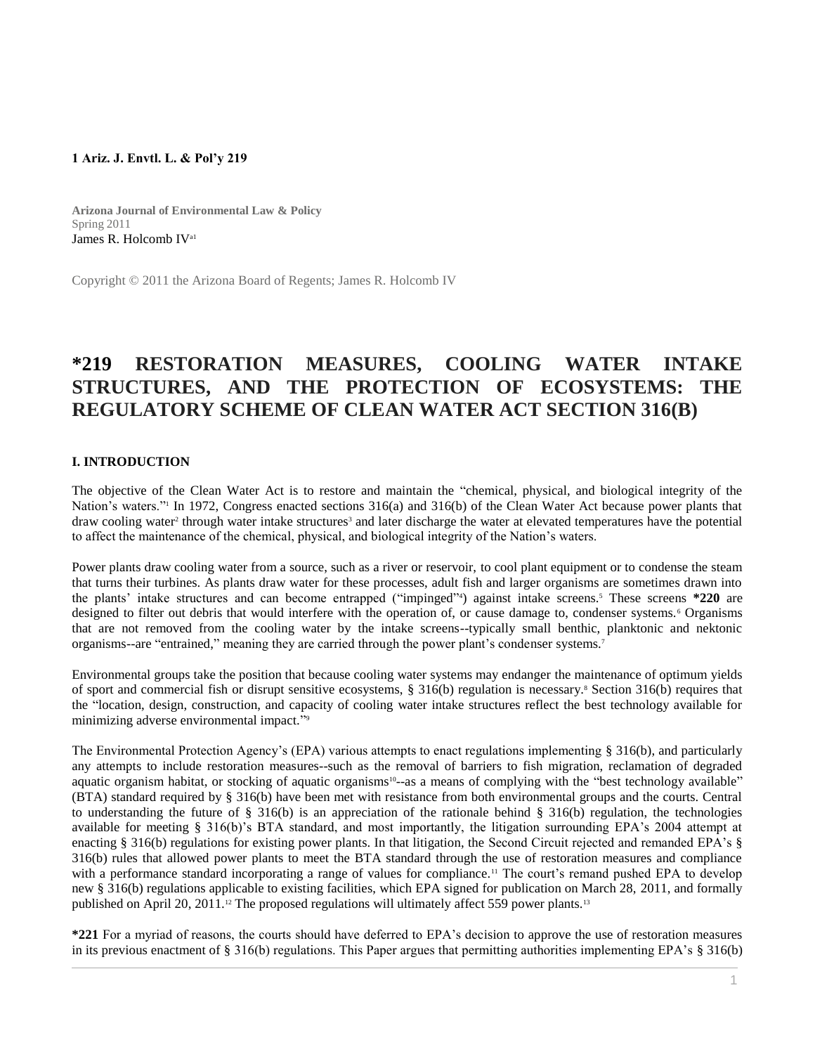**1 Ariz. J. Envtl. L. & Pol'y 219**

**Arizona Journal of Environmental Law & Policy**
Spring 2011
James R. Holcomb IV[a1]

Copyright © 2011 the Arizona Board of Regents; James R. Holcomb IV

# *219 RESTORATION MEASURES, COOLING WATER INTAKE STRUCTURES, AND THE PROTECTION OF ECOSYSTEMS: THE REGULATORY SCHEME OF CLEAN WATER ACT SECTION 316(B)

### I. INTRODUCTION

The objective of the Clean Water Act is to restore and maintain the "chemical, physical, and biological integrity of the Nation's waters."[1] In 1972, Congress enacted sections 316(a) and 316(b) of the Clean Water Act because power plants that draw cooling water[2] through water intake structures[3] and later discharge the water at elevated temperatures have the potential to affect the maintenance of the chemical, physical, and biological integrity of the Nation's waters.

Power plants draw cooling water from a source, such as a river or reservoir, to cool plant equipment or to condense the steam that turns their turbines. As plants draw water for these processes, adult fish and larger organisms are sometimes drawn into the plants' intake structures and can become entrapped ("impinged"[4]) against intake screens.[5] These screens **\*220** are designed to filter out debris that would interfere with the operation of, or cause damage to, condenser systems.[6] Organisms that are not removed from the cooling water by the intake screens--typically small benthic, planktonic and nektonic organisms--are "entrained," meaning they are carried through the power plant's condenser systems.[7]

Environmental groups take the position that because cooling water systems may endanger the maintenance of optimum yields of sport and commercial fish or disrupt sensitive ecosystems, § 316(b) regulation is necessary.[8] Section 316(b) requires that the "location, design, construction, and capacity of cooling water intake structures reflect the best technology available for minimizing adverse environmental impact."[9]

The Environmental Protection Agency's (EPA) various attempts to enact regulations implementing § 316(b), and particularly any attempts to include restoration measures--such as the removal of barriers to fish migration, reclamation of degraded aquatic organism habitat, or stocking of aquatic organisms[10]--as a means of complying with the "best technology available" (BTA) standard required by § 316(b) have been met with resistance from both environmental groups and the courts. Central to understanding the future of § 316(b) is an appreciation of the rationale behind § 316(b) regulation, the technologies available for meeting § 316(b)'s BTA standard, and most importantly, the litigation surrounding EPA's 2004 attempt at enacting § 316(b) regulations for existing power plants. In that litigation, the Second Circuit rejected and remanded EPA's § 316(b) rules that allowed power plants to meet the BTA standard through the use of restoration measures and compliance with a performance standard incorporating a range of values for compliance.[11] The court's remand pushed EPA to develop new § 316(b) regulations applicable to existing facilities, which EPA signed for publication on March 28, 2011, and formally published on April 20, 2011.[12] The proposed regulations will ultimately affect 559 power plants.[13]

**\*221** For a myriad of reasons, the courts should have deferred to EPA's decision to approve the use of restoration measures in its previous enactment of § 316(b) regulations. This Paper argues that permitting authorities implementing EPA's § 316(b)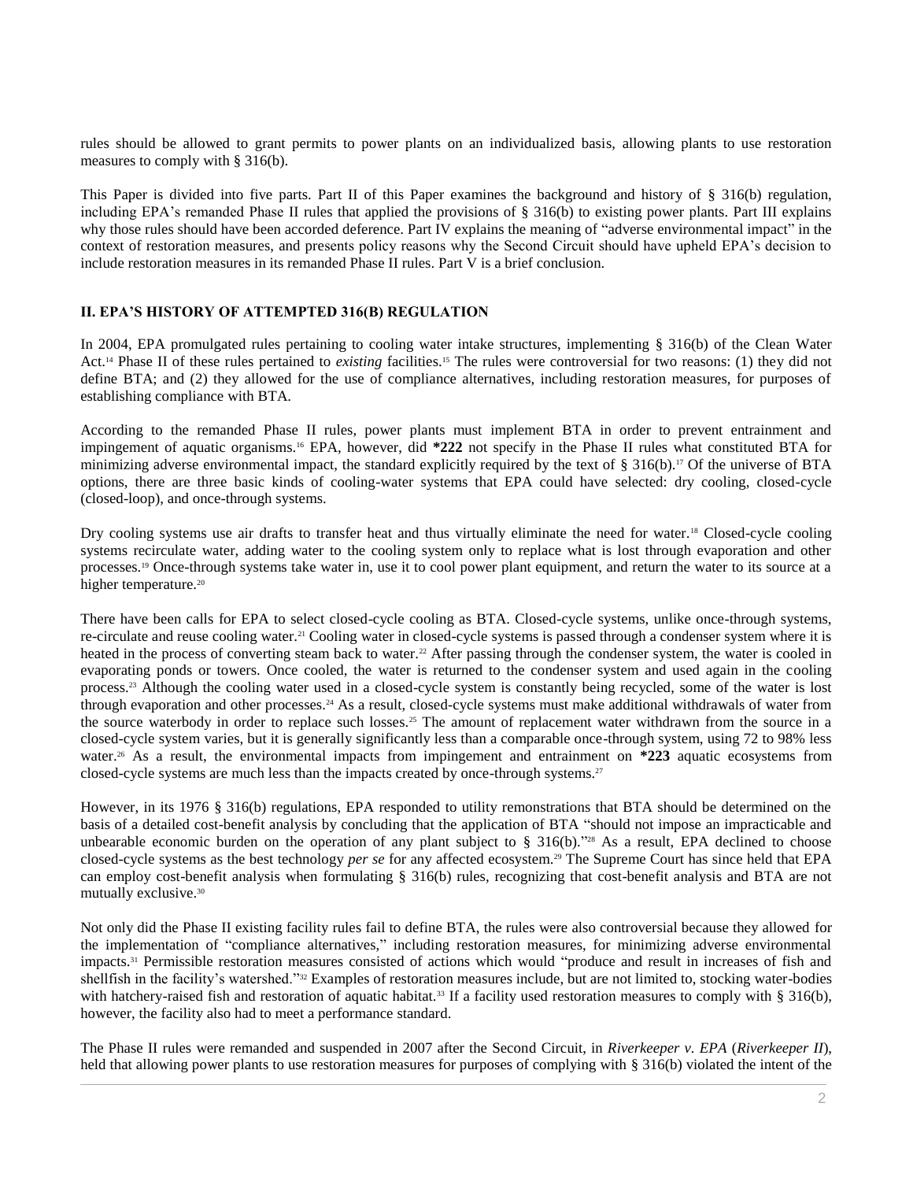rules should be allowed to grant permits to power plants on an individualized basis, allowing plants to use restoration measures to comply with § 316(b).

This Paper is divided into five parts. Part II of this Paper examines the background and history of § 316(b) regulation, including EPA's remanded Phase II rules that applied the provisions of § 316(b) to existing power plants. Part III explains why those rules should have been accorded deference. Part IV explains the meaning of "adverse environmental impact" in the context of restoration measures, and presents policy reasons why the Second Circuit should have upheld EPA's decision to include restoration measures in its remanded Phase II rules. Part V is a brief conclusion.

## II. EPA'S HISTORY OF ATTEMPTED 316(B) REGULATION

In 2004, EPA promulgated rules pertaining to cooling water intake structures, implementing § 316(b) of the Clean Water Act.[14] Phase II of these rules pertained to *existing* facilities.[15] The rules were controversial for two reasons: (1) they did not define BTA; and (2) they allowed for the use of compliance alternatives, including restoration measures, for purposes of establishing compliance with BTA.

According to the remanded Phase II rules, power plants must implement BTA in order to prevent entrainment and impingement of aquatic organisms.[16] EPA, however, did **\*222** not specify in the Phase II rules what constituted BTA for minimizing adverse environmental impact, the standard explicitly required by the text of § 316(b).[17] Of the universe of BTA options, there are three basic kinds of cooling-water systems that EPA could have selected: dry cooling, closed-cycle (closed-loop), and once-through systems.

Dry cooling systems use air drafts to transfer heat and thus virtually eliminate the need for water.[18] Closed-cycle cooling systems recirculate water, adding water to the cooling system only to replace what is lost through evaporation and other processes.[19] Once-through systems take water in, use it to cool power plant equipment, and return the water to its source at a higher temperature.[20]

There have been calls for EPA to select closed-cycle cooling as BTA. Closed-cycle systems, unlike once-through systems, re-circulate and reuse cooling water.[21] Cooling water in closed-cycle systems is passed through a condenser system where it is heated in the process of converting steam back to water.[22] After passing through the condenser system, the water is cooled in evaporating ponds or towers. Once cooled, the water is returned to the condenser system and used again in the cooling process.[23] Although the cooling water used in a closed-cycle system is constantly being recycled, some of the water is lost through evaporation and other processes.[24] As a result, closed-cycle systems must make additional withdrawals of water from the source waterbody in order to replace such losses.[25] The amount of replacement water withdrawn from the source in a closed-cycle system varies, but it is generally significantly less than a comparable once-through system, using 72 to 98% less water.[26] As a result, the environmental impacts from impingement and entrainment on **\*223** aquatic ecosystems from closed-cycle systems are much less than the impacts created by once-through systems.[27]

However, in its 1976 § 316(b) regulations, EPA responded to utility remonstrations that BTA should be determined on the basis of a detailed cost-benefit analysis by concluding that the application of BTA "should not impose an impracticable and unbearable economic burden on the operation of any plant subject to § 316(b)."[28] As a result, EPA declined to choose closed-cycle systems as the best technology *per se* for any affected ecosystem.[29] The Supreme Court has since held that EPA can employ cost-benefit analysis when formulating § 316(b) rules, recognizing that cost-benefit analysis and BTA are not mutually exclusive.[30]

Not only did the Phase II existing facility rules fail to define BTA, the rules were also controversial because they allowed for the implementation of "compliance alternatives," including restoration measures, for minimizing adverse environmental impacts.[31] Permissible restoration measures consisted of actions which would "produce and result in increases of fish and shellfish in the facility's watershed."[32] Examples of restoration measures include, but are not limited to, stocking water-bodies with hatchery-raised fish and restoration of aquatic habitat.[33] If a facility used restoration measures to comply with § 316(b), however, the facility also had to meet a performance standard.

The Phase II rules were remanded and suspended in 2007 after the Second Circuit, in *Riverkeeper v. EPA* (*Riverkeeper II*), held that allowing power plants to use restoration measures for purposes of complying with § 316(b) violated the intent of the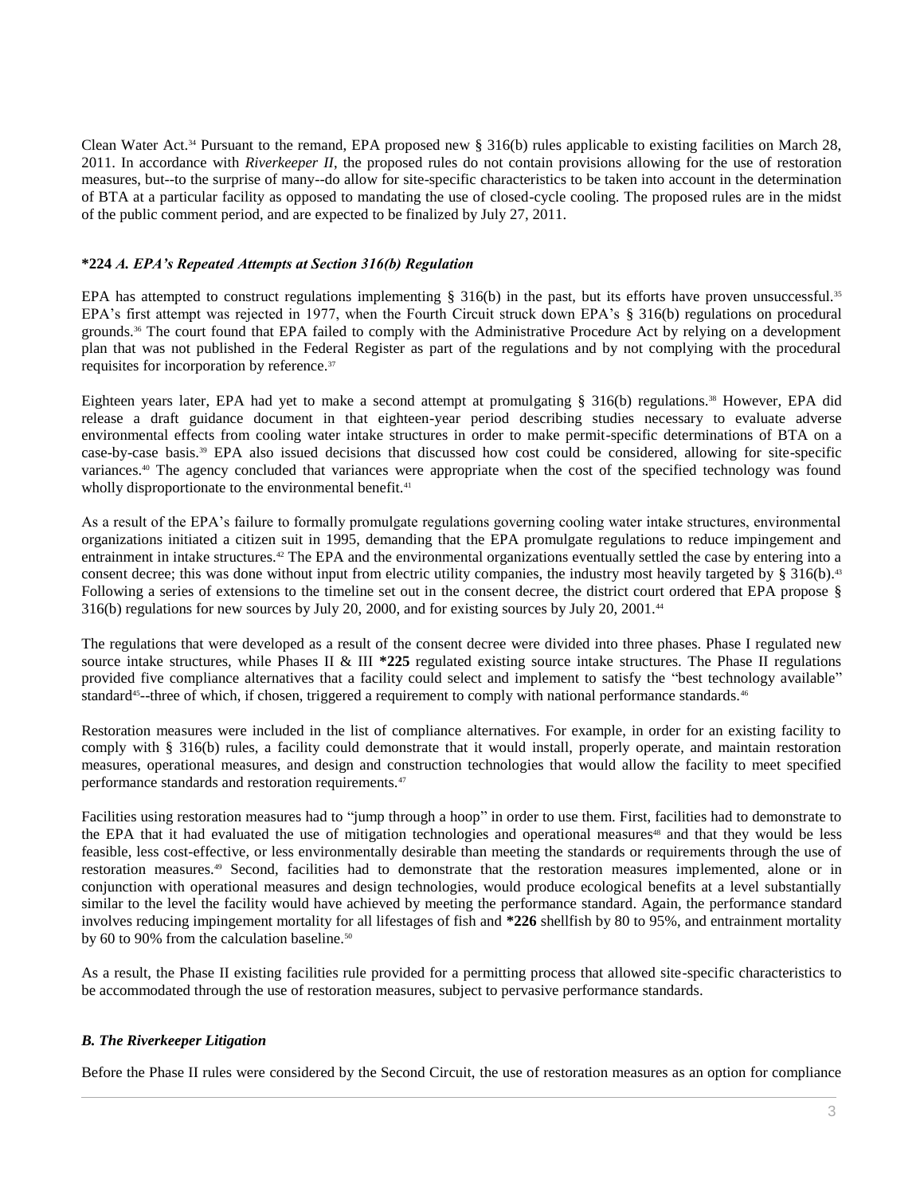Clean Water Act.[34] Pursuant to the remand, EPA proposed new § 316(b) rules applicable to existing facilities on March 28, 2011. In accordance with *Riverkeeper II*, the proposed rules do not contain provisions allowing for the use of restoration measures, but--to the surprise of many--do allow for site-specific characteristics to be taken into account in the determination of BTA at a particular facility as opposed to mandating the use of closed-cycle cooling. The proposed rules are in the midst of the public comment period, and are expected to be finalized by July 27, 2011.

### **\*224** *A. EPA's Repeated Attempts at Section 316(b) Regulation*

EPA has attempted to construct regulations implementing § 316(b) in the past, but its efforts have proven unsuccessful.[35] EPA's first attempt was rejected in 1977, when the Fourth Circuit struck down EPA's § 316(b) regulations on procedural grounds.[36] The court found that EPA failed to comply with the Administrative Procedure Act by relying on a development plan that was not published in the Federal Register as part of the regulations and by not complying with the procedural requisites for incorporation by reference.[37]

Eighteen years later, EPA had yet to make a second attempt at promulgating § 316(b) regulations.[38] However, EPA did release a draft guidance document in that eighteen-year period describing studies necessary to evaluate adverse environmental effects from cooling water intake structures in order to make permit-specific determinations of BTA on a case-by-case basis.[39] EPA also issued decisions that discussed how cost could be considered, allowing for site-specific variances.[40] The agency concluded that variances were appropriate when the cost of the specified technology was found wholly disproportionate to the environmental benefit.[41]

As a result of the EPA's failure to formally promulgate regulations governing cooling water intake structures, environmental organizations initiated a citizen suit in 1995, demanding that the EPA promulgate regulations to reduce impingement and entrainment in intake structures.[42] The EPA and the environmental organizations eventually settled the case by entering into a consent decree; this was done without input from electric utility companies, the industry most heavily targeted by § 316(b).[43] Following a series of extensions to the timeline set out in the consent decree, the district court ordered that EPA propose § 316(b) regulations for new sources by July 20, 2000, and for existing sources by July 20, 2001.[44]

The regulations that were developed as a result of the consent decree were divided into three phases. Phase I regulated new source intake structures, while Phases II & III **\*225** regulated existing source intake structures. The Phase II regulations provided five compliance alternatives that a facility could select and implement to satisfy the "best technology available" standard[45]--three of which, if chosen, triggered a requirement to comply with national performance standards.[46]

Restoration measures were included in the list of compliance alternatives. For example, in order for an existing facility to comply with § 316(b) rules, a facility could demonstrate that it would install, properly operate, and maintain restoration measures, operational measures, and design and construction technologies that would allow the facility to meet specified performance standards and restoration requirements.[47]

Facilities using restoration measures had to "jump through a hoop" in order to use them. First, facilities had to demonstrate to the EPA that it had evaluated the use of mitigation technologies and operational measures[48] and that they would be less feasible, less cost-effective, or less environmentally desirable than meeting the standards or requirements through the use of restoration measures.[49] Second, facilities had to demonstrate that the restoration measures implemented, alone or in conjunction with operational measures and design technologies, would produce ecological benefits at a level substantially similar to the level the facility would have achieved by meeting the performance standard. Again, the performance standard involves reducing impingement mortality for all lifestages of fish and **\*226** shellfish by 80 to 95%, and entrainment mortality by 60 to 90% from the calculation baseline.[50]

As a result, the Phase II existing facilities rule provided for a permitting process that allowed site-specific characteristics to be accommodated through the use of restoration measures, subject to pervasive performance standards.

### ***B. The Riverkeeper Litigation***

Before the Phase II rules were considered by the Second Circuit, the use of restoration measures as an option for compliance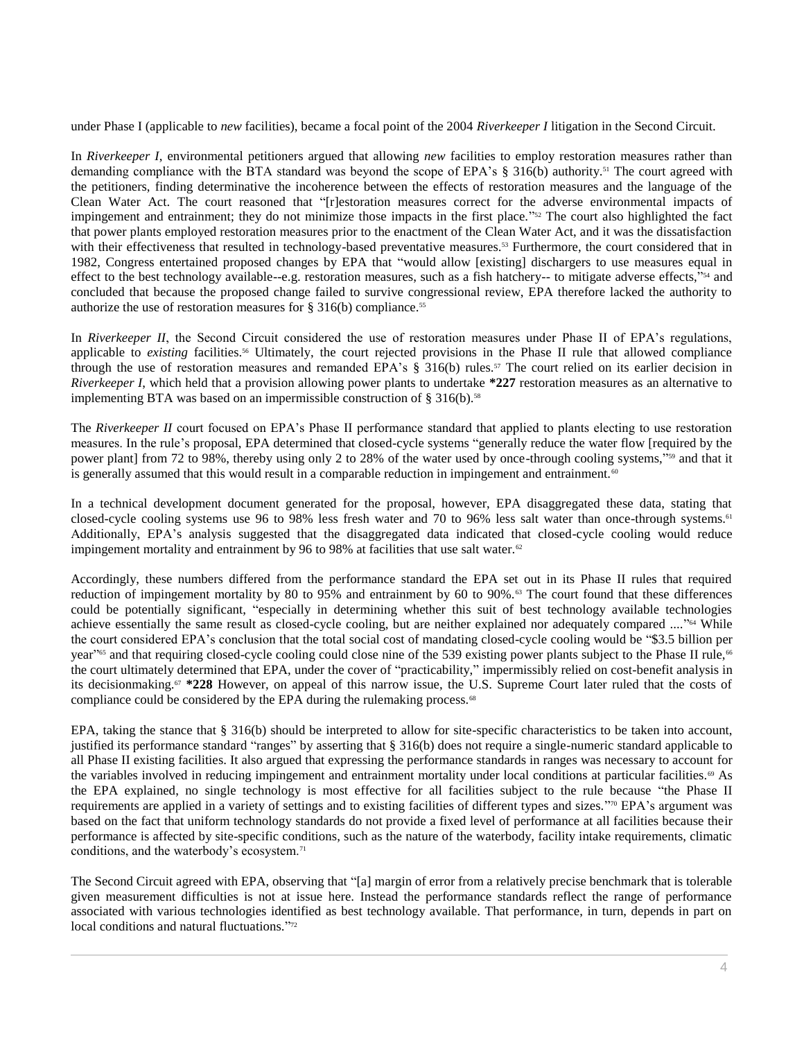under Phase I (applicable to *new* facilities), became a focal point of the 2004 *Riverkeeper I* litigation in the Second Circuit.

In *Riverkeeper I*, environmental petitioners argued that allowing *new* facilities to employ restoration measures rather than demanding compliance with the BTA standard was beyond the scope of EPA's § 316(b) authority.[51] The court agreed with the petitioners, finding determinative the incoherence between the effects of restoration measures and the language of the Clean Water Act. The court reasoned that "[r]estoration measures correct for the adverse environmental impacts of impingement and entrainment; they do not minimize those impacts in the first place."[52] The court also highlighted the fact that power plants employed restoration measures prior to the enactment of the Clean Water Act, and it was the dissatisfaction with their effectiveness that resulted in technology-based preventative measures.[53] Furthermore, the court considered that in 1982, Congress entertained proposed changes by EPA that "would allow [existing] dischargers to use measures equal in effect to the best technology available--e.g. restoration measures, such as a fish hatchery-- to mitigate adverse effects,"[54] and concluded that because the proposed change failed to survive congressional review, EPA therefore lacked the authority to authorize the use of restoration measures for § 316(b) compliance.[55]

In *Riverkeeper II*, the Second Circuit considered the use of restoration measures under Phase II of EPA's regulations, applicable to *existing* facilities.[56] Ultimately, the court rejected provisions in the Phase II rule that allowed compliance through the use of restoration measures and remanded EPA's § 316(b) rules.[57] The court relied on its earlier decision in *Riverkeeper I*, which held that a provision allowing power plants to undertake **\*227** restoration measures as an alternative to implementing BTA was based on an impermissible construction of § 316(b).[58]

The *Riverkeeper II* court focused on EPA's Phase II performance standard that applied to plants electing to use restoration measures. In the rule's proposal, EPA determined that closed-cycle systems "generally reduce the water flow [required by the power plant] from 72 to 98%, thereby using only 2 to 28% of the water used by once-through cooling systems,"[59] and that it is generally assumed that this would result in a comparable reduction in impingement and entrainment.[60]

In a technical development document generated for the proposal, however, EPA disaggregated these data, stating that closed-cycle cooling systems use 96 to 98% less fresh water and 70 to 96% less salt water than once-through systems.[61] Additionally, EPA's analysis suggested that the disaggregated data indicated that closed-cycle cooling would reduce impingement mortality and entrainment by 96 to 98% at facilities that use salt water.[62]

Accordingly, these numbers differed from the performance standard the EPA set out in its Phase II rules that required reduction of impingement mortality by 80 to 95% and entrainment by 60 to 90%.[63] The court found that these differences could be potentially significant, "especially in determining whether this suit of best technology available technologies achieve essentially the same result as closed-cycle cooling, but are neither explained nor adequately compared ...."[64] While the court considered EPA's conclusion that the total social cost of mandating closed-cycle cooling would be "$3.5 billion per year"[65] and that requiring closed-cycle cooling could close nine of the 539 existing power plants subject to the Phase II rule,[66] the court ultimately determined that EPA, under the cover of "practicability," impermissibly relied on cost-benefit analysis in its decisionmaking.[67] **\*228** However, on appeal of this narrow issue, the U.S. Supreme Court later ruled that the costs of compliance could be considered by the EPA during the rulemaking process.[68]

EPA, taking the stance that § 316(b) should be interpreted to allow for site-specific characteristics to be taken into account, justified its performance standard "ranges" by asserting that § 316(b) does not require a single-numeric standard applicable to all Phase II existing facilities. It also argued that expressing the performance standards in ranges was necessary to account for the variables involved in reducing impingement and entrainment mortality under local conditions at particular facilities.[69] As the EPA explained, no single technology is most effective for all facilities subject to the rule because "the Phase II requirements are applied in a variety of settings and to existing facilities of different types and sizes."[70] EPA's argument was based on the fact that uniform technology standards do not provide a fixed level of performance at all facilities because their performance is affected by site-specific conditions, such as the nature of the waterbody, facility intake requirements, climatic conditions, and the waterbody's ecosystem.[71]

The Second Circuit agreed with EPA, observing that "[a] margin of error from a relatively precise benchmark that is tolerable given measurement difficulties is not at issue here. Instead the performance standards reflect the range of performance associated with various technologies identified as best technology available. That performance, in turn, depends in part on local conditions and natural fluctuations."[72]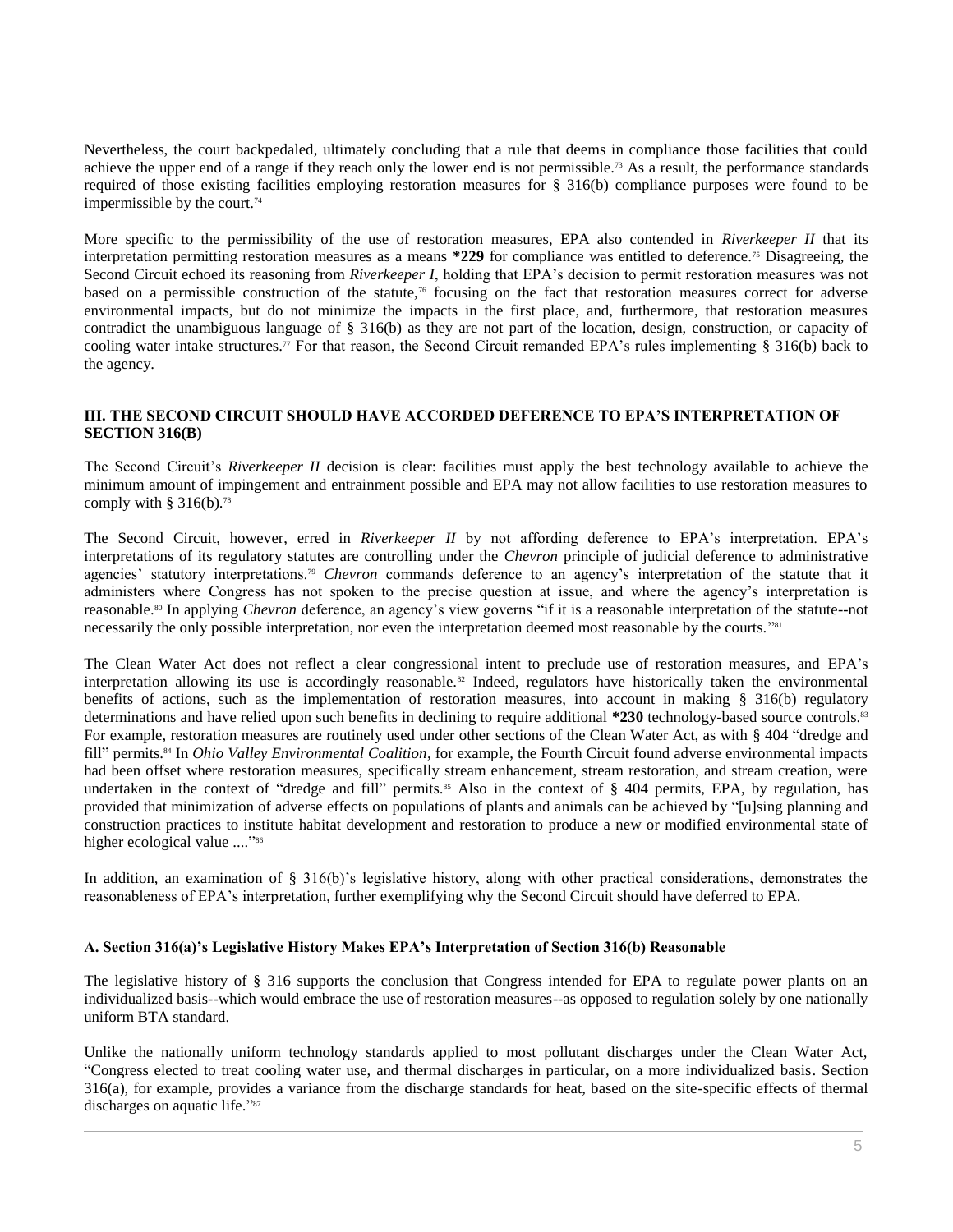Nevertheless, the court backpedaled, ultimately concluding that a rule that deems in compliance those facilities that could achieve the upper end of a range if they reach only the lower end is not permissible.[73] As a result, the performance standards required of those existing facilities employing restoration measures for § 316(b) compliance purposes were found to be impermissible by the court.[74]

More specific to the permissibility of the use of restoration measures, EPA also contended in *Riverkeeper II* that its interpretation permitting restoration measures as a means **\*229** for compliance was entitled to deference.[75] Disagreeing, the Second Circuit echoed its reasoning from *Riverkeeper I*, holding that EPA's decision to permit restoration measures was not based on a permissible construction of the statute,[76] focusing on the fact that restoration measures correct for adverse environmental impacts, but do not minimize the impacts in the first place, and, furthermore, that restoration measures contradict the unambiguous language of § 316(b) as they are not part of the location, design, construction, or capacity of cooling water intake structures.[77] For that reason, the Second Circuit remanded EPA's rules implementing § 316(b) back to the agency.

## III. THE SECOND CIRCUIT SHOULD HAVE ACCORDED DEFERENCE TO EPA'S INTERPRETATION OF SECTION 316(B)

The Second Circuit's *Riverkeeper II* decision is clear: facilities must apply the best technology available to achieve the minimum amount of impingement and entrainment possible and EPA may not allow facilities to use restoration measures to comply with § 316(b).[78]

The Second Circuit, however, erred in *Riverkeeper II* by not affording deference to EPA's interpretation. EPA's interpretations of its regulatory statutes are controlling under the *Chevron* principle of judicial deference to administrative agencies' statutory interpretations.[79] *Chevron* commands deference to an agency's interpretation of the statute that it administers where Congress has not spoken to the precise question at issue, and where the agency's interpretation is reasonable.[80] In applying *Chevron* deference, an agency's view governs "if it is a reasonable interpretation of the statute--not necessarily the only possible interpretation, nor even the interpretation deemed most reasonable by the courts."[81]

The Clean Water Act does not reflect a clear congressional intent to preclude use of restoration measures, and EPA's interpretation allowing its use is accordingly reasonable.[82] Indeed, regulators have historically taken the environmental benefits of actions, such as the implementation of restoration measures, into account in making § 316(b) regulatory determinations and have relied upon such benefits in declining to require additional **\*230** technology-based source controls.[83] For example, restoration measures are routinely used under other sections of the Clean Water Act, as with § 404 "dredge and fill" permits.[84] In *Ohio Valley Environmental Coalition*, for example, the Fourth Circuit found adverse environmental impacts had been offset where restoration measures, specifically stream enhancement, stream restoration, and stream creation, were undertaken in the context of "dredge and fill" permits.[85] Also in the context of § 404 permits, EPA, by regulation, has provided that minimization of adverse effects on populations of plants and animals can be achieved by "[u]sing planning and construction practices to institute habitat development and restoration to produce a new or modified environmental state of higher ecological value ...."[86]

In addition, an examination of § 316(b)'s legislative history, along with other practical considerations, demonstrates the reasonableness of EPA's interpretation, further exemplifying why the Second Circuit should have deferred to EPA.

### A. Section 316(a)'s Legislative History Makes EPA's Interpretation of Section 316(b) Reasonable

The legislative history of § 316 supports the conclusion that Congress intended for EPA to regulate power plants on an individualized basis--which would embrace the use of restoration measures--as opposed to regulation solely by one nationally uniform BTA standard.

Unlike the nationally uniform technology standards applied to most pollutant discharges under the Clean Water Act, "Congress elected to treat cooling water use, and thermal discharges in particular, on a more individualized basis. Section 316(a), for example, provides a variance from the discharge standards for heat, based on the site-specific effects of thermal discharges on aquatic life."[87]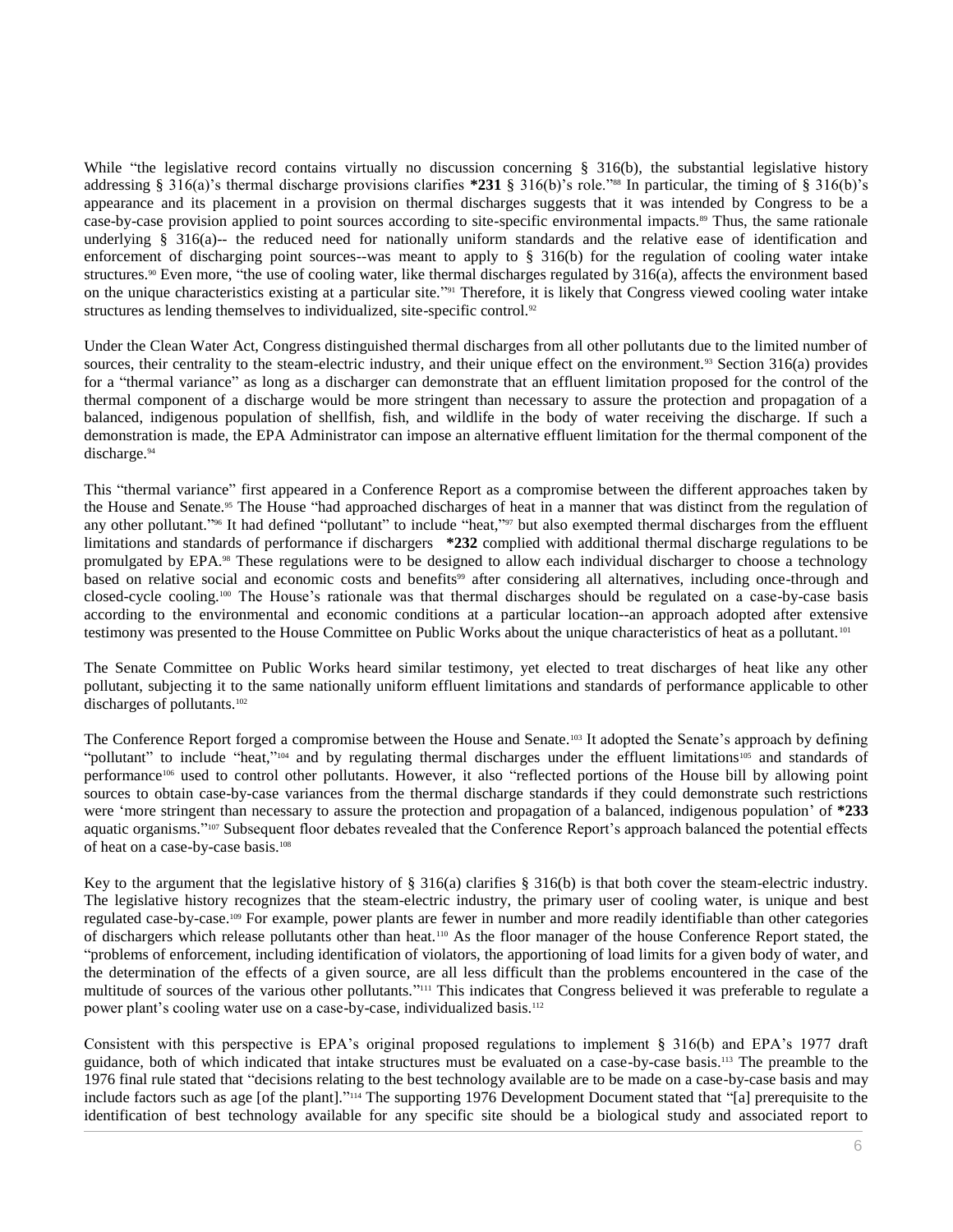While "the legislative record contains virtually no discussion concerning § 316(b), the substantial legislative history addressing § 316(a)'s thermal discharge provisions clarifies **\*231** § 316(b)'s role."[88] In particular, the timing of § 316(b)'s appearance and its placement in a provision on thermal discharges suggests that it was intended by Congress to be a case-by-case provision applied to point sources according to site-specific environmental impacts.[89] Thus, the same rationale underlying § 316(a)-- the reduced need for nationally uniform standards and the relative ease of identification and enforcement of discharging point sources--was meant to apply to § 316(b) for the regulation of cooling water intake structures.[90] Even more, "the use of cooling water, like thermal discharges regulated by 316(a), affects the environment based on the unique characteristics existing at a particular site."[91] Therefore, it is likely that Congress viewed cooling water intake structures as lending themselves to individualized, site-specific control.[92]

Under the Clean Water Act, Congress distinguished thermal discharges from all other pollutants due to the limited number of sources, their centrality to the steam-electric industry, and their unique effect on the environment.[93] Section 316(a) provides for a "thermal variance" as long as a discharger can demonstrate that an effluent limitation proposed for the control of the thermal component of a discharge would be more stringent than necessary to assure the protection and propagation of a balanced, indigenous population of shellfish, fish, and wildlife in the body of water receiving the discharge. If such a demonstration is made, the EPA Administrator can impose an alternative effluent limitation for the thermal component of the discharge.[94]

This "thermal variance" first appeared in a Conference Report as a compromise between the different approaches taken by the House and Senate.[95] The House "had approached discharges of heat in a manner that was distinct from the regulation of any other pollutant."[96] It had defined "pollutant" to include "heat,"[97] but also exempted thermal discharges from the effluent limitations and standards of performance if dischargers **\*232** complied with additional thermal discharge regulations to be promulgated by EPA.[98] These regulations were to be designed to allow each individual discharger to choose a technology based on relative social and economic costs and benefits[99] after considering all alternatives, including once-through and closed-cycle cooling.[100] The House's rationale was that thermal discharges should be regulated on a case-by-case basis according to the environmental and economic conditions at a particular location--an approach adopted after extensive testimony was presented to the House Committee on Public Works about the unique characteristics of heat as a pollutant.[101]

The Senate Committee on Public Works heard similar testimony, yet elected to treat discharges of heat like any other pollutant, subjecting it to the same nationally uniform effluent limitations and standards of performance applicable to other discharges of pollutants.[102]

The Conference Report forged a compromise between the House and Senate.[103] It adopted the Senate's approach by defining "pollutant" to include "heat,"[104] and by regulating thermal discharges under the effluent limitations[105] and standards of performance[106] used to control other pollutants. However, it also "reflected portions of the House bill by allowing point sources to obtain case-by-case variances from the thermal discharge standards if they could demonstrate such restrictions were 'more stringent than necessary to assure the protection and propagation of a balanced, indigenous population' of **\*233** aquatic organisms."[107] Subsequent floor debates revealed that the Conference Report's approach balanced the potential effects of heat on a case-by-case basis.[108]

Key to the argument that the legislative history of § 316(a) clarifies § 316(b) is that both cover the steam-electric industry. The legislative history recognizes that the steam-electric industry, the primary user of cooling water, is unique and best regulated case-by-case.[109] For example, power plants are fewer in number and more readily identifiable than other categories of dischargers which release pollutants other than heat.[110] As the floor manager of the house Conference Report stated, the "problems of enforcement, including identification of violators, the apportioning of load limits for a given body of water, and the determination of the effects of a given source, are all less difficult than the problems encountered in the case of the multitude of sources of the various other pollutants."[111] This indicates that Congress believed it was preferable to regulate a power plant's cooling water use on a case-by-case, individualized basis.[112]

Consistent with this perspective is EPA's original proposed regulations to implement § 316(b) and EPA's 1977 draft guidance, both of which indicated that intake structures must be evaluated on a case-by-case basis.[113] The preamble to the 1976 final rule stated that "decisions relating to the best technology available are to be made on a case-by-case basis and may include factors such as age [of the plant]."[114] The supporting 1976 Development Document stated that "[a] prerequisite to the identification of best technology available for any specific site should be a biological study and associated report to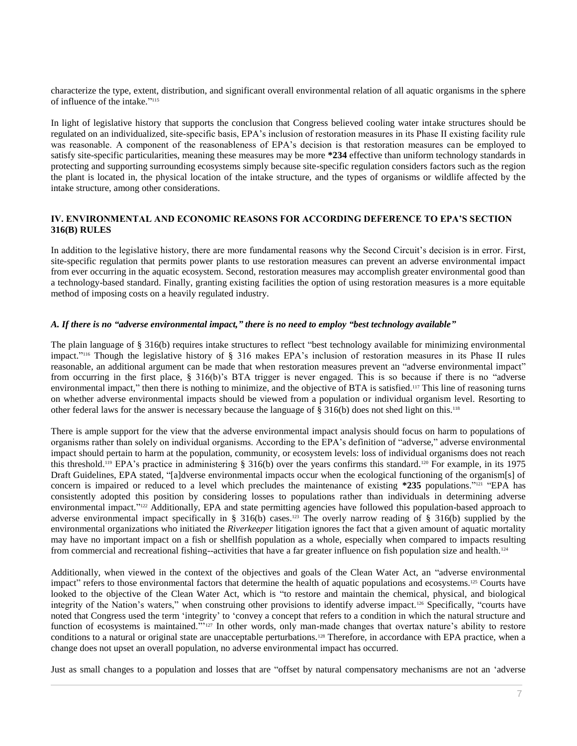characterize the type, extent, distribution, and significant overall environmental relation of all aquatic organisms in the sphere of influence of the intake."[115]

In light of legislative history that supports the conclusion that Congress believed cooling water intake structures should be regulated on an individualized, site-specific basis, EPA's inclusion of restoration measures in its Phase II existing facility rule was reasonable. A component of the reasonableness of EPA's decision is that restoration measures can be employed to satisfy site-specific particularities, meaning these measures may be more **\*234** effective than uniform technology standards in protecting and supporting surrounding ecosystems simply because site-specific regulation considers factors such as the region the plant is located in, the physical location of the intake structure, and the types of organisms or wildlife affected by the intake structure, among other considerations.

## IV. ENVIRONMENTAL AND ECONOMIC REASONS FOR ACCORDING DEFERENCE TO EPA'S SECTION 316(B) RULES

In addition to the legislative history, there are more fundamental reasons why the Second Circuit's decision is in error. First, site-specific regulation that permits power plants to use restoration measures can prevent an adverse environmental impact from ever occurring in the aquatic ecosystem. Second, restoration measures may accomplish greater environmental good than a technology-based standard. Finally, granting existing facilities the option of using restoration measures is a more equitable method of imposing costs on a heavily regulated industry.

### *A. If there is no "adverse environmental impact," there is no need to employ "best technology available"*

The plain language of § 316(b) requires intake structures to reflect "best technology available for minimizing environmental impact."[116] Though the legislative history of § 316 makes EPA's inclusion of restoration measures in its Phase II rules reasonable, an additional argument can be made that when restoration measures prevent an "adverse environmental impact" from occurring in the first place, § 316(b)'s BTA trigger is never engaged. This is so because if there is no "adverse environmental impact," then there is nothing to minimize, and the objective of BTA is satisfied.[117] This line of reasoning turns on whether adverse environmental impacts should be viewed from a population or individual organism level. Resorting to other federal laws for the answer is necessary because the language of § 316(b) does not shed light on this.[118]

There is ample support for the view that the adverse environmental impact analysis should focus on harm to populations of organisms rather than solely on individual organisms. According to the EPA's definition of "adverse," adverse environmental impact should pertain to harm at the population, community, or ecosystem levels: loss of individual organisms does not reach this threshold.[119] EPA's practice in administering § 316(b) over the years confirms this standard.[120] For example, in its 1975 Draft Guidelines, EPA stated, "[a]dverse environmental impacts occur when the ecological functioning of the organism[s] of concern is impaired or reduced to a level which precludes the maintenance of existing **\*235** populations."[121] "EPA has consistently adopted this position by considering losses to populations rather than individuals in determining adverse environmental impact."[122] Additionally, EPA and state permitting agencies have followed this population-based approach to adverse environmental impact specifically in § 316(b) cases.[123] The overly narrow reading of § 316(b) supplied by the environmental organizations who initiated the *Riverkeeper* litigation ignores the fact that a given amount of aquatic mortality may have no important impact on a fish or shellfish population as a whole, especially when compared to impacts resulting from commercial and recreational fishing--activities that have a far greater influence on fish population size and health.[124]

Additionally, when viewed in the context of the objectives and goals of the Clean Water Act, an "adverse environmental impact" refers to those environmental factors that determine the health of aquatic populations and ecosystems.[125] Courts have looked to the objective of the Clean Water Act, which is "to restore and maintain the chemical, physical, and biological integrity of the Nation's waters," when construing other provisions to identify adverse impact.[126] Specifically, "courts have noted that Congress used the term 'integrity' to 'convey a concept that refers to a condition in which the natural structure and function of ecosystems is maintained.'"[127] In other words, only man-made changes that overtax nature's ability to restore conditions to a natural or original state are unacceptable perturbations.[128] Therefore, in accordance with EPA practice, when a change does not upset an overall population, no adverse environmental impact has occurred.

Just as small changes to a population and losses that are "offset by natural compensatory mechanisms are not an 'adverse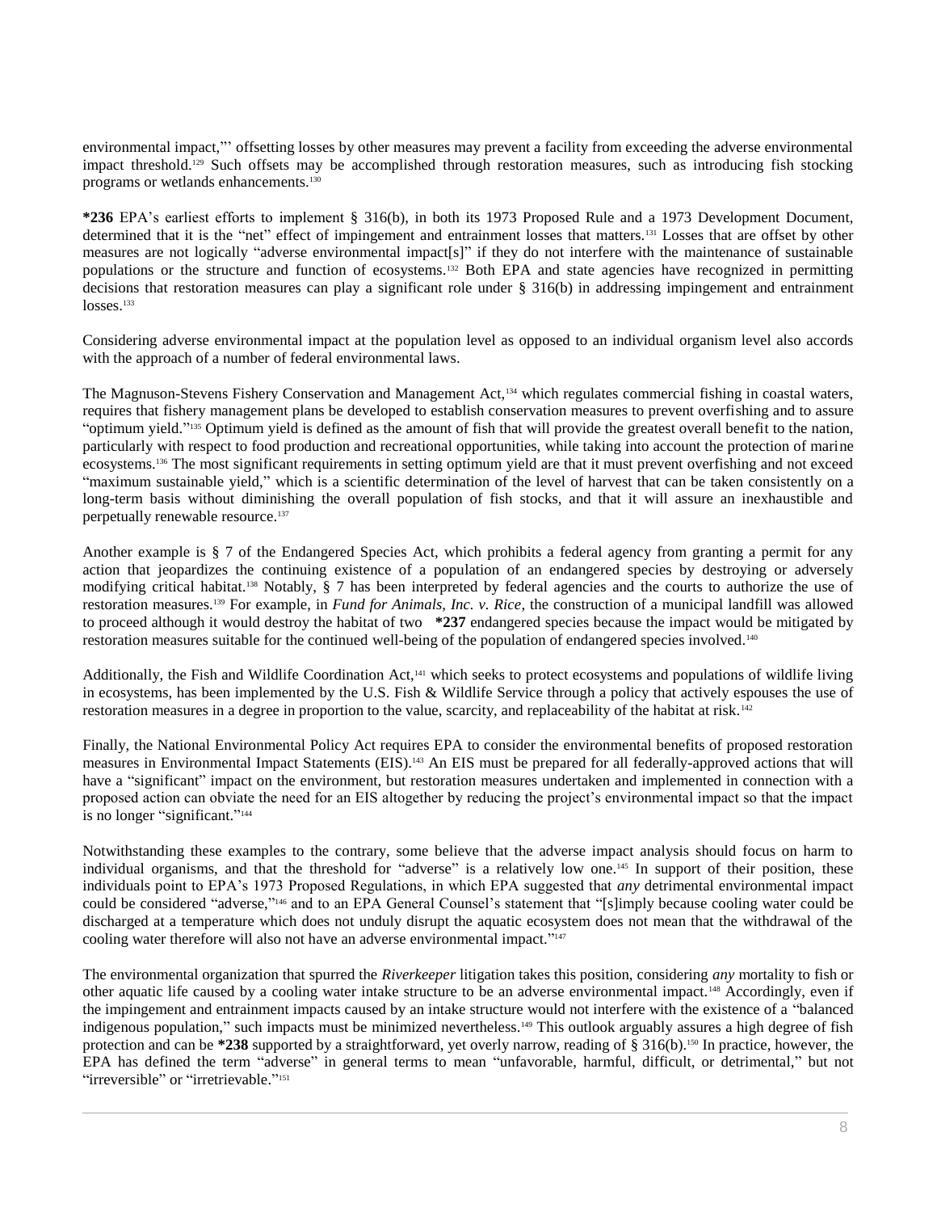environmental impact,"' offsetting losses by other measures may prevent a facility from exceeding the adverse environmental impact threshold.[129] Such offsets may be accomplished through restoration measures, such as introducing fish stocking programs or wetlands enhancements.[130]

**\*236** EPA's earliest efforts to implement § 316(b), in both its 1973 Proposed Rule and a 1973 Development Document, determined that it is the "net" effect of impingement and entrainment losses that matters.[131] Losses that are offset by other measures are not logically "adverse environmental impact[s]" if they do not interfere with the maintenance of sustainable populations or the structure and function of ecosystems.[132] Both EPA and state agencies have recognized in permitting decisions that restoration measures can play a significant role under § 316(b) in addressing impingement and entrainment losses.[133]

Considering adverse environmental impact at the population level as opposed to an individual organism level also accords with the approach of a number of federal environmental laws.

The Magnuson-Stevens Fishery Conservation and Management Act,[134] which regulates commercial fishing in coastal waters, requires that fishery management plans be developed to establish conservation measures to prevent overfishing and to assure "optimum yield."[135] Optimum yield is defined as the amount of fish that will provide the greatest overall benefit to the nation, particularly with respect to food production and recreational opportunities, while taking into account the protection of marine ecosystems.[136] The most significant requirements in setting optimum yield are that it must prevent overfishing and not exceed "maximum sustainable yield," which is a scientific determination of the level of harvest that can be taken consistently on a long-term basis without diminishing the overall population of fish stocks, and that it will assure an inexhaustible and perpetually renewable resource.[137]

Another example is § 7 of the Endangered Species Act, which prohibits a federal agency from granting a permit for any action that jeopardizes the continuing existence of a population of an endangered species by destroying or adversely modifying critical habitat.[138] Notably, § 7 has been interpreted by federal agencies and the courts to authorize the use of restoration measures.[139] For example, in *Fund for Animals, Inc. v. Rice*, the construction of a municipal landfill was allowed to proceed although it would destroy the habitat of two **\*237** endangered species because the impact would be mitigated by restoration measures suitable for the continued well-being of the population of endangered species involved.[140]

Additionally, the Fish and Wildlife Coordination Act,[141] which seeks to protect ecosystems and populations of wildlife living in ecosystems, has been implemented by the U.S. Fish & Wildlife Service through a policy that actively espouses the use of restoration measures in a degree in proportion to the value, scarcity, and replaceability of the habitat at risk.[142]

Finally, the National Environmental Policy Act requires EPA to consider the environmental benefits of proposed restoration measures in Environmental Impact Statements (EIS).[143] An EIS must be prepared for all federally-approved actions that will have a "significant" impact on the environment, but restoration measures undertaken and implemented in connection with a proposed action can obviate the need for an EIS altogether by reducing the project's environmental impact so that the impact is no longer "significant."[144]

Notwithstanding these examples to the contrary, some believe that the adverse impact analysis should focus on harm to individual organisms, and that the threshold for "adverse" is a relatively low one.[145] In support of their position, these individuals point to EPA's 1973 Proposed Regulations, in which EPA suggested that *any* detrimental environmental impact could be considered "adverse,"[146] and to an EPA General Counsel's statement that "[s]imply because cooling water could be discharged at a temperature which does not unduly disrupt the aquatic ecosystem does not mean that the withdrawal of the cooling water therefore will also not have an adverse environmental impact."[147]

The environmental organization that spurred the *Riverkeeper* litigation takes this position, considering *any* mortality to fish or other aquatic life caused by a cooling water intake structure to be an adverse environmental impact.[148] Accordingly, even if the impingement and entrainment impacts caused by an intake structure would not interfere with the existence of a "balanced indigenous population," such impacts must be minimized nevertheless.[149] This outlook arguably assures a high degree of fish protection and can be **\*238** supported by a straightforward, yet overly narrow, reading of § 316(b).[150] In practice, however, the EPA has defined the term "adverse" in general terms to mean "unfavorable, harmful, difficult, or detrimental," but not "irreversible" or "irretrievable."[151]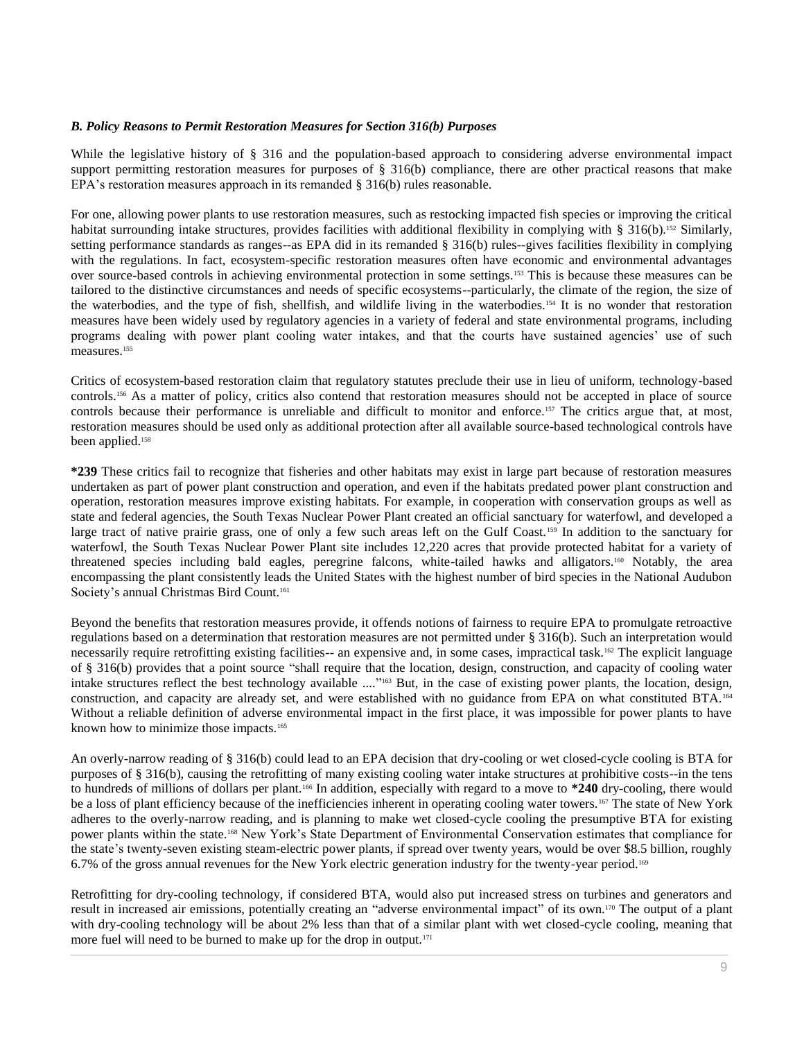### *B. Policy Reasons to Permit Restoration Measures for Section 316(b) Purposes*

While the legislative history of § 316 and the population-based approach to considering adverse environmental impact support permitting restoration measures for purposes of § 316(b) compliance, there are other practical reasons that make EPA's restoration measures approach in its remanded § 316(b) rules reasonable.

For one, allowing power plants to use restoration measures, such as restocking impacted fish species or improving the critical habitat surrounding intake structures, provides facilities with additional flexibility in complying with § 316(b).[152] Similarly, setting performance standards as ranges--as EPA did in its remanded § 316(b) rules--gives facilities flexibility in complying with the regulations. In fact, ecosystem-specific restoration measures often have economic and environmental advantages over source-based controls in achieving environmental protection in some settings.[153] This is because these measures can be tailored to the distinctive circumstances and needs of specific ecosystems--particularly, the climate of the region, the size of the waterbodies, and the type of fish, shellfish, and wildlife living in the waterbodies.[154] It is no wonder that restoration measures have been widely used by regulatory agencies in a variety of federal and state environmental programs, including programs dealing with power plant cooling water intakes, and that the courts have sustained agencies' use of such measures.[155]

Critics of ecosystem-based restoration claim that regulatory statutes preclude their use in lieu of uniform, technology-based controls.[156] As a matter of policy, critics also contend that restoration measures should not be accepted in place of source controls because their performance is unreliable and difficult to monitor and enforce.[157] The critics argue that, at most, restoration measures should be used only as additional protection after all available source-based technological controls have been applied.[158]

**\*239** These critics fail to recognize that fisheries and other habitats may exist in large part because of restoration measures undertaken as part of power plant construction and operation, and even if the habitats predated power plant construction and operation, restoration measures improve existing habitats. For example, in cooperation with conservation groups as well as state and federal agencies, the South Texas Nuclear Power Plant created an official sanctuary for waterfowl, and developed a large tract of native prairie grass, one of only a few such areas left on the Gulf Coast.[159] In addition to the sanctuary for waterfowl, the South Texas Nuclear Power Plant site includes 12,220 acres that provide protected habitat for a variety of threatened species including bald eagles, peregrine falcons, white-tailed hawks and alligators.[160] Notably, the area encompassing the plant consistently leads the United States with the highest number of bird species in the National Audubon Society's annual Christmas Bird Count.[161]

Beyond the benefits that restoration measures provide, it offends notions of fairness to require EPA to promulgate retroactive regulations based on a determination that restoration measures are not permitted under § 316(b). Such an interpretation would necessarily require retrofitting existing facilities-- an expensive and, in some cases, impractical task.[162] The explicit language of § 316(b) provides that a point source "shall require that the location, design, construction, and capacity of cooling water intake structures reflect the best technology available ...."[163] But, in the case of existing power plants, the location, design, construction, and capacity are already set, and were established with no guidance from EPA on what constituted BTA.[164] Without a reliable definition of adverse environmental impact in the first place, it was impossible for power plants to have known how to minimize those impacts.[165]

An overly-narrow reading of § 316(b) could lead to an EPA decision that dry-cooling or wet closed-cycle cooling is BTA for purposes of § 316(b), causing the retrofitting of many existing cooling water intake structures at prohibitive costs--in the tens to hundreds of millions of dollars per plant.[166] In addition, especially with regard to a move to **\*240** dry-cooling, there would be a loss of plant efficiency because of the inefficiencies inherent in operating cooling water towers.[167] The state of New York adheres to the overly-narrow reading, and is planning to make wet closed-cycle cooling the presumptive BTA for existing power plants within the state.[168] New York's State Department of Environmental Conservation estimates that compliance for the state's twenty-seven existing steam-electric power plants, if spread over twenty years, would be over $8.5 billion, roughly 6.7% of the gross annual revenues for the New York electric generation industry for the twenty-year period.[169]

Retrofitting for dry-cooling technology, if considered BTA, would also put increased stress on turbines and generators and result in increased air emissions, potentially creating an "adverse environmental impact" of its own.[170] The output of a plant with dry-cooling technology will be about 2% less than that of a similar plant with wet closed-cycle cooling, meaning that more fuel will need to be burned to make up for the drop in output.[171]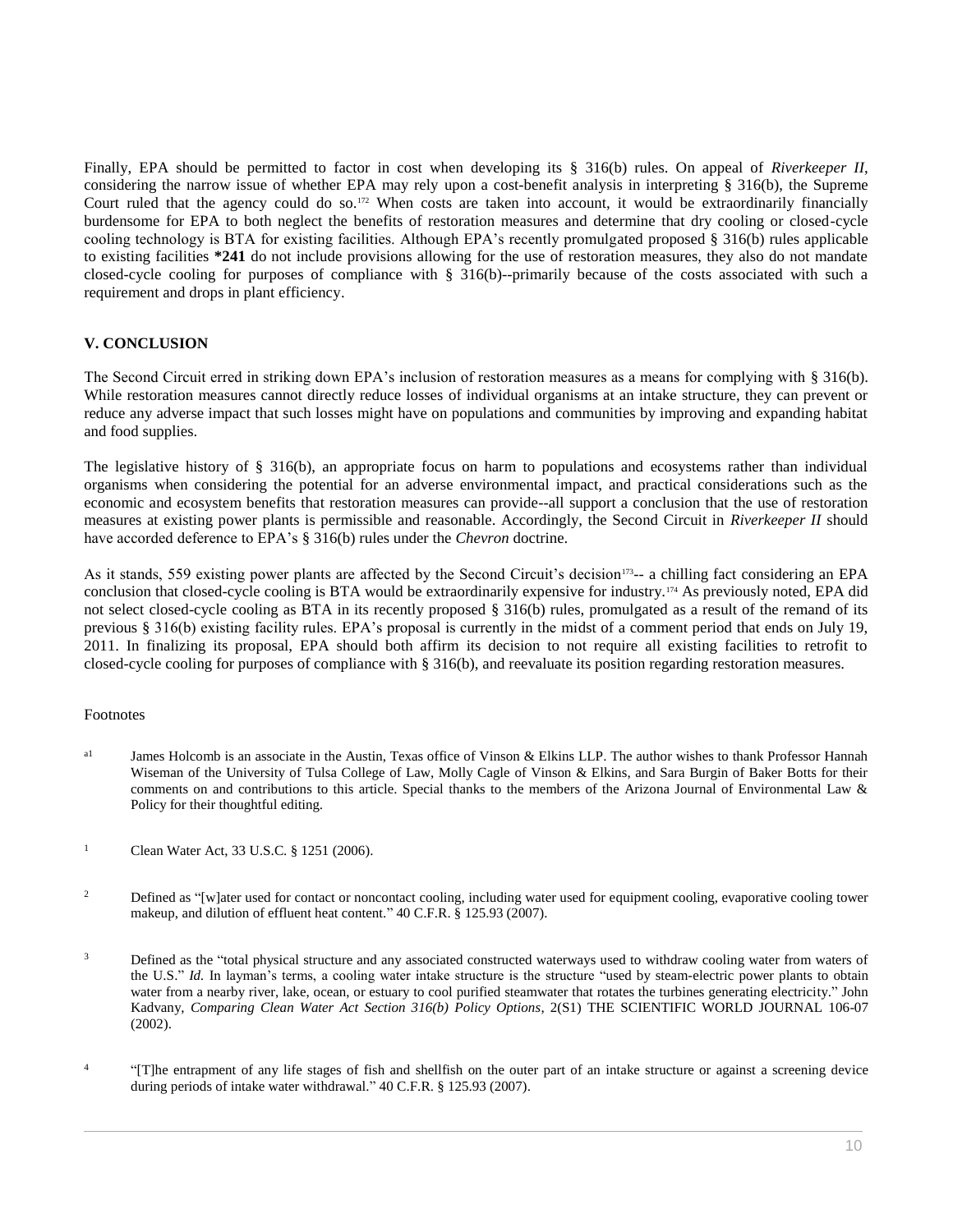Finally, EPA should be permitted to factor in cost when developing its § 316(b) rules. On appeal of *Riverkeeper II*, considering the narrow issue of whether EPA may rely upon a cost-benefit analysis in interpreting § 316(b), the Supreme Court ruled that the agency could do so.[172] When costs are taken into account, it would be extraordinarily financially burdensome for EPA to both neglect the benefits of restoration measures and determine that dry cooling or closed-cycle cooling technology is BTA for existing facilities. Although EPA's recently promulgated proposed § 316(b) rules applicable to existing facilities **\*241** do not include provisions allowing for the use of restoration measures, they also do not mandate closed-cycle cooling for purposes of compliance with § 316(b)--primarily because of the costs associated with such a requirement and drops in plant efficiency.

## V. CONCLUSION

The Second Circuit erred in striking down EPA's inclusion of restoration measures as a means for complying with § 316(b). While restoration measures cannot directly reduce losses of individual organisms at an intake structure, they can prevent or reduce any adverse impact that such losses might have on populations and communities by improving and expanding habitat and food supplies.

The legislative history of § 316(b), an appropriate focus on harm to populations and ecosystems rather than individual organisms when considering the potential for an adverse environmental impact, and practical considerations such as the economic and ecosystem benefits that restoration measures can provide--all support a conclusion that the use of restoration measures at existing power plants is permissible and reasonable. Accordingly, the Second Circuit in *Riverkeeper II* should have accorded deference to EPA's § 316(b) rules under the *Chevron* doctrine.

As it stands, 559 existing power plants are affected by the Second Circuit's decision[173]-- a chilling fact considering an EPA conclusion that closed-cycle cooling is BTA would be extraordinarily expensive for industry.[174] As previously noted, EPA did not select closed-cycle cooling as BTA in its recently proposed § 316(b) rules, promulgated as a result of the remand of its previous § 316(b) existing facility rules. EPA's proposal is currently in the midst of a comment period that ends on July 19, 2011. In finalizing its proposal, EPA should both affirm its decision to not require all existing facilities to retrofit to closed-cycle cooling for purposes of compliance with § 316(b), and reevaluate its position regarding restoration measures.

Footnotes

[a1] James Holcomb is an associate in the Austin, Texas office of Vinson & Elkins LLP. The author wishes to thank Professor Hannah Wiseman of the University of Tulsa College of Law, Molly Cagle of Vinson & Elkins, and Sara Burgin of Baker Botts for their comments on and contributions to this article. Special thanks to the members of the Arizona Journal of Environmental Law & Policy for their thoughtful editing.

[1] Clean Water Act, 33 U.S.C. § 1251 (2006).

[2] Defined as "[w]ater used for contact or noncontact cooling, including water used for equipment cooling, evaporative cooling tower makeup, and dilution of effluent heat content." 40 C.F.R. § 125.93 (2007).

[3] Defined as the "total physical structure and any associated constructed waterways used to withdraw cooling water from waters of the U.S." *Id.* In layman's terms, a cooling water intake structure is the structure "used by steam-electric power plants to obtain water from a nearby river, lake, ocean, or estuary to cool purified steamwater that rotates the turbines generating electricity." John Kadvany, *Comparing Clean Water Act Section 316(b) Policy Options*, 2(S1) THE SCIENTIFIC WORLD JOURNAL 106-07 (2002).

[4] "[T]he entrapment of any life stages of fish and shellfish on the outer part of an intake structure or against a screening device during periods of intake water withdrawal." 40 C.F.R. § 125.93 (2007).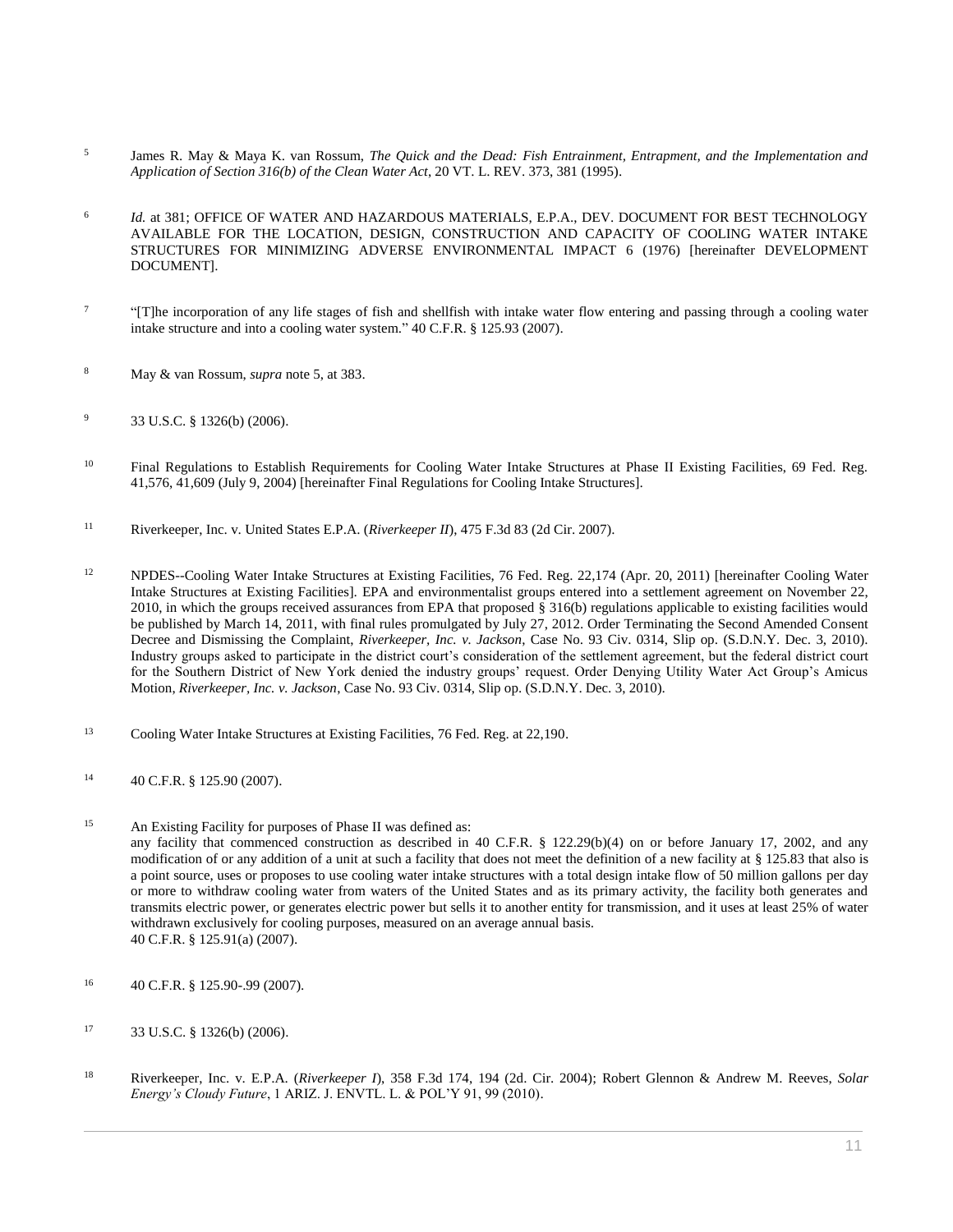[5] James R. May & Maya K. van Rossum, *The Quick and the Dead: Fish Entrainment, Entrapment, and the Implementation and Application of Section 316(b) of the Clean Water Act*, 20 VT. L. REV. 373, 381 (1995).

[6] *Id.* at 381; OFFICE OF WATER AND HAZARDOUS MATERIALS, E.P.A., DEV. DOCUMENT FOR BEST TECHNOLOGY AVAILABLE FOR THE LOCATION, DESIGN, CONSTRUCTION AND CAPACITY OF COOLING WATER INTAKE STRUCTURES FOR MINIMIZING ADVERSE ENVIRONMENTAL IMPACT 6 (1976) [hereinafter DEVELOPMENT DOCUMENT].

[7] "[T]he incorporation of any life stages of fish and shellfish with intake water flow entering and passing through a cooling water intake structure and into a cooling water system." 40 C.F.R. § 125.93 (2007).

[8] May & van Rossum, *supra* note 5, at 383.

[9] 33 U.S.C. § 1326(b) (2006).

[10] Final Regulations to Establish Requirements for Cooling Water Intake Structures at Phase II Existing Facilities, 69 Fed. Reg. 41,576, 41,609 (July 9, 2004) [hereinafter Final Regulations for Cooling Intake Structures].

[11] Riverkeeper, Inc. v. United States E.P.A. (*Riverkeeper II*), 475 F.3d 83 (2d Cir. 2007).

[12] NPDES--Cooling Water Intake Structures at Existing Facilities, 76 Fed. Reg. 22,174 (Apr. 20, 2011) [hereinafter Cooling Water Intake Structures at Existing Facilities]. EPA and environmentalist groups entered into a settlement agreement on November 22, 2010, in which the groups received assurances from EPA that proposed § 316(b) regulations applicable to existing facilities would be published by March 14, 2011, with final rules promulgated by July 27, 2012. Order Terminating the Second Amended Consent Decree and Dismissing the Complaint, *Riverkeeper, Inc. v. Jackson*, Case No. 93 Civ. 0314, Slip op. (S.D.N.Y. Dec. 3, 2010). Industry groups asked to participate in the district court's consideration of the settlement agreement, but the federal district court for the Southern District of New York denied the industry groups' request. Order Denying Utility Water Act Group's Amicus Motion, *Riverkeeper, Inc. v. Jackson*, Case No. 93 Civ. 0314, Slip op. (S.D.N.Y. Dec. 3, 2010).

[13] Cooling Water Intake Structures at Existing Facilities, 76 Fed. Reg. at 22,190.

[14] 40 C.F.R. § 125.90 (2007).

[15] An Existing Facility for purposes of Phase II was defined as:

any facility that commenced construction as described in 40 C.F.R. § 122.29(b)(4) on or before January 17, 2002, and any modification of or any addition of a unit at such a facility that does not meet the definition of a new facility at § 125.83 that also is a point source, uses or proposes to use cooling water intake structures with a total design intake flow of 50 million gallons per day or more to withdraw cooling water from waters of the United States and as its primary activity, the facility both generates and transmits electric power, or generates electric power but sells it to another entity for transmission, and it uses at least 25% of water withdrawn exclusively for cooling purposes, measured on an average annual basis.

40 C.F.R. § 125.91(a) (2007).

[16] 40 C.F.R. § 125.90-.99 (2007).

[17] 33 U.S.C. § 1326(b) (2006).

[18] Riverkeeper, Inc. v. E.P.A. (*Riverkeeper I*), 358 F.3d 174, 194 (2d. Cir. 2004); Robert Glennon & Andrew M. Reeves, *Solar Energy's Cloudy Future*, 1 ARIZ. J. ENVTL. L. & POL'Y 91, 99 (2010).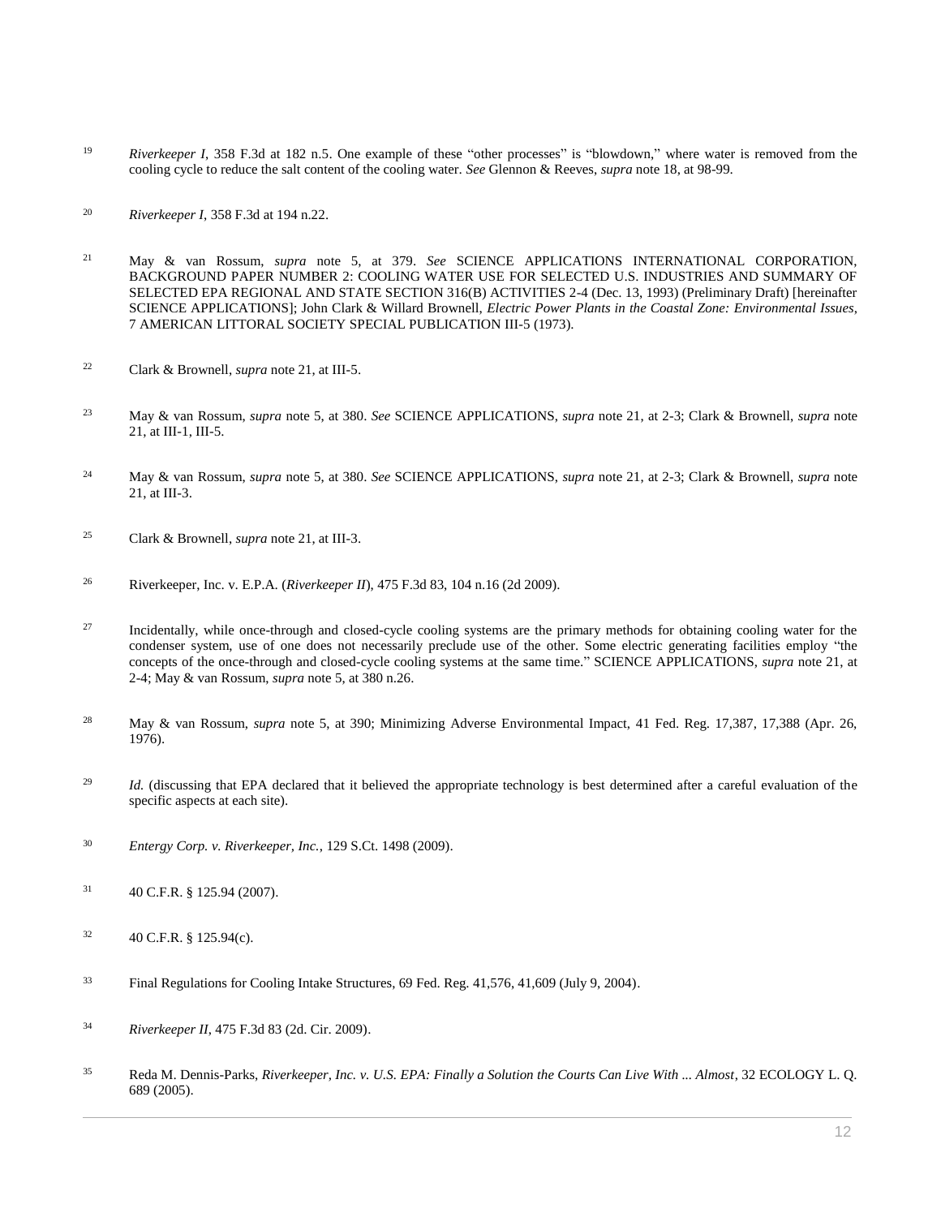[19] *Riverkeeper I*, 358 F.3d at 182 n.5. One example of these "other processes" is "blowdown," where water is removed from the cooling cycle to reduce the salt content of the cooling water. *See* Glennon & Reeves, *supra* note 18, at 98-99.

[20] *Riverkeeper I*, 358 F.3d at 194 n.22.

[21] May & van Rossum, *supra* note 5, at 379. *See* SCIENCE APPLICATIONS INTERNATIONAL CORPORATION, BACKGROUND PAPER NUMBER 2: COOLING WATER USE FOR SELECTED U.S. INDUSTRIES AND SUMMARY OF SELECTED EPA REGIONAL AND STATE SECTION 316(B) ACTIVITIES 2-4 (Dec. 13, 1993) (Preliminary Draft) [hereinafter SCIENCE APPLICATIONS]; John Clark & Willard Brownell, *Electric Power Plants in the Coastal Zone: Environmental Issues*, 7 AMERICAN LITTORAL SOCIETY SPECIAL PUBLICATION III-5 (1973).

[22] Clark & Brownell, *supra* note 21, at III-5.

[23] May & van Rossum, *supra* note 5, at 380. *See* SCIENCE APPLICATIONS, *supra* note 21, at 2-3; Clark & Brownell, *supra* note 21, at III-1, III-5.

[24] May & van Rossum, *supra* note 5, at 380. *See* SCIENCE APPLICATIONS, *supra* note 21, at 2-3; Clark & Brownell, *supra* note 21, at III-3.

[25] Clark & Brownell, *supra* note 21, at III-3.

[26] Riverkeeper, Inc. v. E.P.A. (*Riverkeeper II*), 475 F.3d 83, 104 n.16 (2d 2009).

[27] Incidentally, while once-through and closed-cycle cooling systems are the primary methods for obtaining cooling water for the condenser system, use of one does not necessarily preclude use of the other. Some electric generating facilities employ "the concepts of the once-through and closed-cycle cooling systems at the same time." SCIENCE APPLICATIONS, *supra* note 21, at 2-4; May & van Rossum, *supra* note 5, at 380 n.26.

[28] May & van Rossum, *supra* note 5, at 390; Minimizing Adverse Environmental Impact, 41 Fed. Reg. 17,387, 17,388 (Apr. 26, 1976).

[29] *Id.* (discussing that EPA declared that it believed the appropriate technology is best determined after a careful evaluation of the specific aspects at each site).

[30] *Entergy Corp. v. Riverkeeper, Inc.*, 129 S.Ct. 1498 (2009).

[31] 40 C.F.R. § 125.94 (2007).

[32] 40 C.F.R. § 125.94(c).

[33] Final Regulations for Cooling Intake Structures, 69 Fed. Reg. 41,576, 41,609 (July 9, 2004).

[34] *Riverkeeper II*, 475 F.3d 83 (2d. Cir. 2009).

[35] Reda M. Dennis-Parks, *Riverkeeper, Inc. v. U.S. EPA: Finally a Solution the Courts Can Live With ... Almost*, 32 ECOLOGY L. Q. 689 (2005).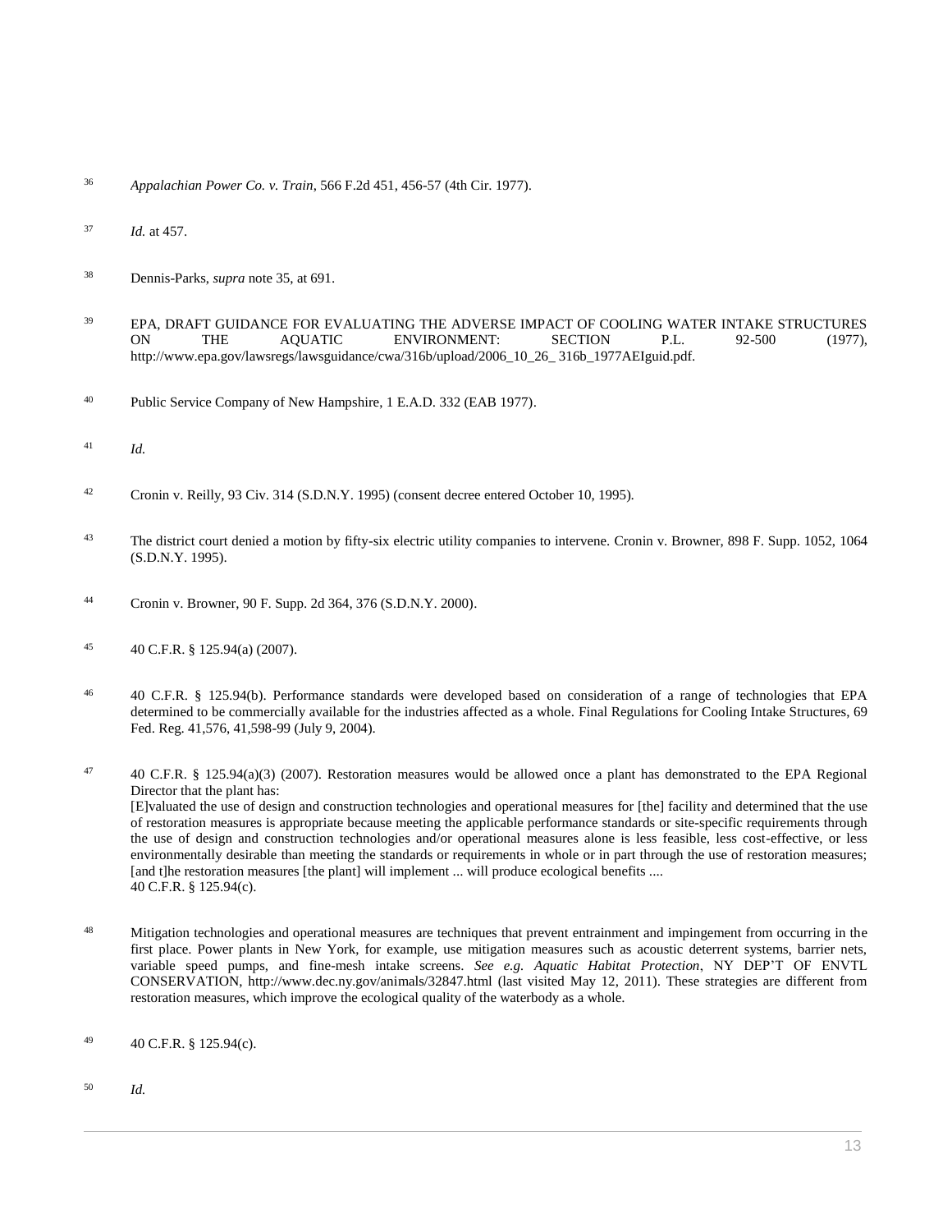36 *Appalachian Power Co. v. Train*, 566 F.2d 451, 456-57 (4th Cir. 1977).

37 *Id.* at 457.

38 Dennis-Parks, *supra* note 35, at 691.

39 EPA, DRAFT GUIDANCE FOR EVALUATING THE ADVERSE IMPACT OF COOLING WATER INTAKE STRUCTURES ON THE AQUATIC ENVIRONMENT: SECTION P.L. 92-500 (1977), http://www.epa.gov/lawsregs/lawsguidance/cwa/316b/upload/2006_10_26_ 316b_1977AEIguid.pdf.

40 Public Service Company of New Hampshire, 1 E.A.D. 332 (EAB 1977).

41 *Id.*

42 Cronin v. Reilly, 93 Civ. 314 (S.D.N.Y. 1995) (consent decree entered October 10, 1995).

43 The district court denied a motion by fifty-six electric utility companies to intervene. Cronin v. Browner, 898 F. Supp. 1052, 1064 (S.D.N.Y. 1995).

44 Cronin v. Browner, 90 F. Supp. 2d 364, 376 (S.D.N.Y. 2000).

45 40 C.F.R. § 125.94(a) (2007).

46 40 C.F.R. § 125.94(b). Performance standards were developed based on consideration of a range of technologies that EPA determined to be commercially available for the industries affected as a whole. Final Regulations for Cooling Intake Structures, 69 Fed. Reg. 41,576, 41,598-99 (July 9, 2004).

47 40 C.F.R. § 125.94(a)(3) (2007). Restoration measures would be allowed once a plant has demonstrated to the EPA Regional Director that the plant has:

[E]valuated the use of design and construction technologies and operational measures for [the] facility and determined that the use of restoration measures is appropriate because meeting the applicable performance standards or site-specific requirements through the use of design and construction technologies and/or operational measures alone is less feasible, less cost-effective, or less environmentally desirable than meeting the standards or requirements in whole or in part through the use of restoration measures; [and t]he restoration measures [the plant] will implement ... will produce ecological benefits ....

40 C.F.R. § 125.94(c).

48 Mitigation technologies and operational measures are techniques that prevent entrainment and impingement from occurring in the first place. Power plants in New York, for example, use mitigation measures such as acoustic deterrent systems, barrier nets, variable speed pumps, and fine-mesh intake screens. *See e.g. Aquatic Habitat Protection*, NY DEP'T OF ENVTL CONSERVATION, http://www.dec.ny.gov/animals/32847.html (last visited May 12, 2011). These strategies are different from restoration measures, which improve the ecological quality of the waterbody as a whole.

49 40 C.F.R. § 125.94(c).

50 *Id.*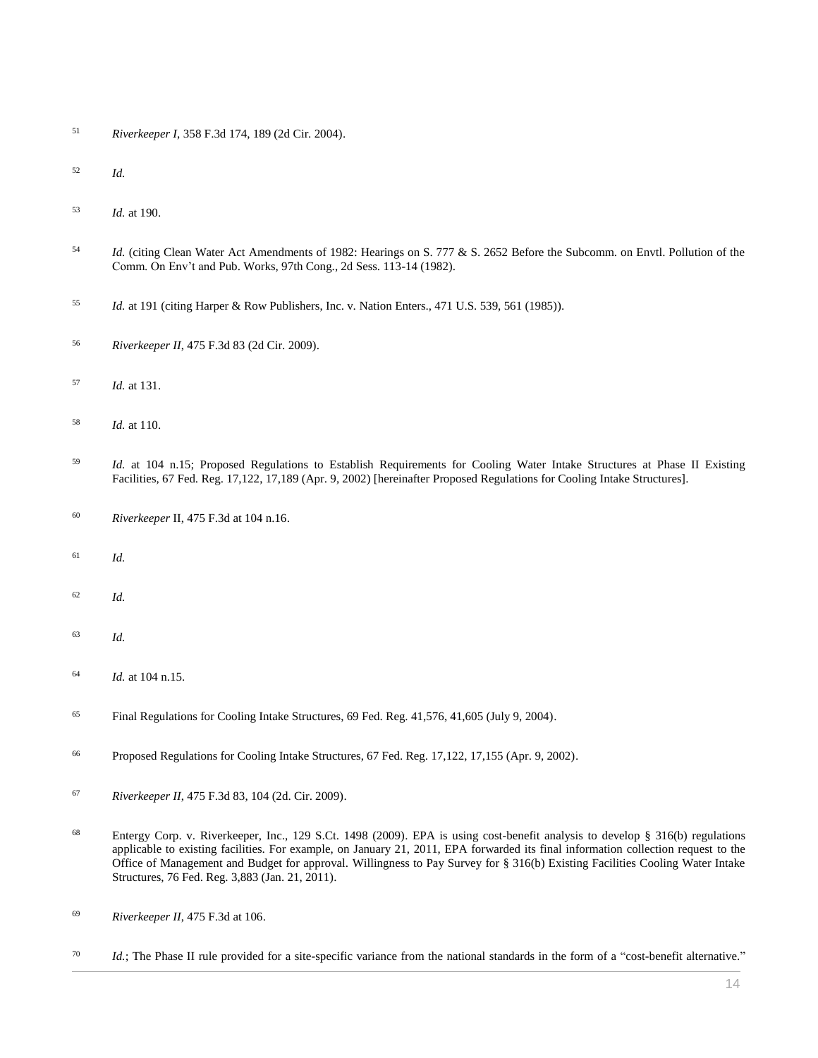[51] *Riverkeeper I*, 358 F.3d 174, 189 (2d Cir. 2004).

[52] *Id.*

[53] *Id.* at 190.

[54] *Id.* (citing Clean Water Act Amendments of 1982: Hearings on S. 777 & S. 2652 Before the Subcomm. on Envtl. Pollution of the Comm. On Env't and Pub. Works, 97th Cong., 2d Sess. 113-14 (1982).

[55] *Id.* at 191 (citing Harper & Row Publishers, Inc. v. Nation Enters., 471 U.S. 539, 561 (1985)).

[56] *Riverkeeper II*, 475 F.3d 83 (2d Cir. 2009).

[57] *Id.* at 131.

[58] *Id.* at 110.

[59] *Id.* at 104 n.15; Proposed Regulations to Establish Requirements for Cooling Water Intake Structures at Phase II Existing Facilities, 67 Fed. Reg. 17,122, 17,189 (Apr. 9, 2002) [hereinafter Proposed Regulations for Cooling Intake Structures].

[60] *Riverkeeper* II, 475 F.3d at 104 n.16.

[61] *Id.*

[62] *Id.*

[63] *Id.*

[64] *Id.* at 104 n.15.

[65] Final Regulations for Cooling Intake Structures, 69 Fed. Reg. 41,576, 41,605 (July 9, 2004).

[66] Proposed Regulations for Cooling Intake Structures, 67 Fed. Reg. 17,122, 17,155 (Apr. 9, 2002).

[67] *Riverkeeper II*, 475 F.3d 83, 104 (2d. Cir. 2009).

[68] Entergy Corp. v. Riverkeeper, Inc., 129 S.Ct. 1498 (2009). EPA is using cost-benefit analysis to develop § 316(b) regulations applicable to existing facilities. For example, on January 21, 2011, EPA forwarded its final information collection request to the Office of Management and Budget for approval. Willingness to Pay Survey for § 316(b) Existing Facilities Cooling Water Intake Structures, 76 Fed. Reg. 3,883 (Jan. 21, 2011).

[69] *Riverkeeper II*, 475 F.3d at 106.

[70] *Id.*; The Phase II rule provided for a site-specific variance from the national standards in the form of a "cost-benefit alternative."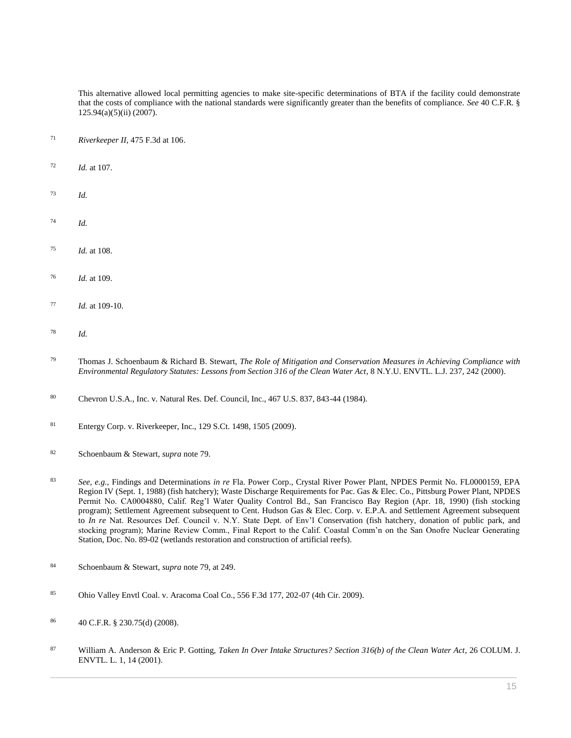This alternative allowed local permitting agencies to make site-specific determinations of BTA if the facility could demonstrate that the costs of compliance with the national standards were significantly greater than the benefits of compliance. *See* 40 C.F.R. § 125.94(a)(5)(ii) (2007).

71 *Riverkeeper II*, 475 F.3d at 106.

72 *Id.* at 107.

73 *Id.*

74 *Id.*

75 *Id.* at 108.

76 *Id.* at 109.

77 *Id.* at 109-10.

78 *Id.*

79 Thomas J. Schoenbaum & Richard B. Stewart, *The Role of Mitigation and Conservation Measures in Achieving Compliance with Environmental Regulatory Statutes: Lessons from Section 316 of the Clean Water Act*, 8 N.Y.U. ENVTL. L.J. 237, 242 (2000).

80 Chevron U.S.A., Inc. v. Natural Res. Def. Council, Inc., 467 U.S. 837, 843-44 (1984).

81 Entergy Corp. v. Riverkeeper, Inc., 129 S.Ct. 1498, 1505 (2009).

82 Schoenbaum & Stewart, *supra* note 79.

83 *See, e.g.*, Findings and Determinations *in re* Fla. Power Corp., Crystal River Power Plant, NPDES Permit No. FL0000159, EPA Region IV (Sept. 1, 1988) (fish hatchery); Waste Discharge Requirements for Pac. Gas & Elec. Co., Pittsburg Power Plant, NPDES Permit No. CA0004880, Calif. Reg'l Water Quality Control Bd., San Francisco Bay Region (Apr. 18, 1990) (fish stocking program); Settlement Agreement subsequent to Cent. Hudson Gas & Elec. Corp. v. E.P.A. and Settlement Agreement subsequent to *In re* Nat. Resources Def. Council v. N.Y. State Dept. of Env'l Conservation (fish hatchery, donation of public park, and stocking program); Marine Review Comm., Final Report to the Calif. Coastal Comm'n on the San Onofre Nuclear Generating Station, Doc. No. 89-02 (wetlands restoration and construction of artificial reefs).

84 Schoenbaum & Stewart, *supra* note 79, at 249.

85 Ohio Valley Envtl Coal. v. Aracoma Coal Co., 556 F.3d 177, 202-07 (4th Cir. 2009).

86 40 C.F.R. § 230.75(d) (2008).

87 William A. Anderson & Eric P. Gotting, *Taken In Over Intake Structures? Section 316(b) of the Clean Water Act*, 26 COLUM. J. ENVTL. L. 1, 14 (2001).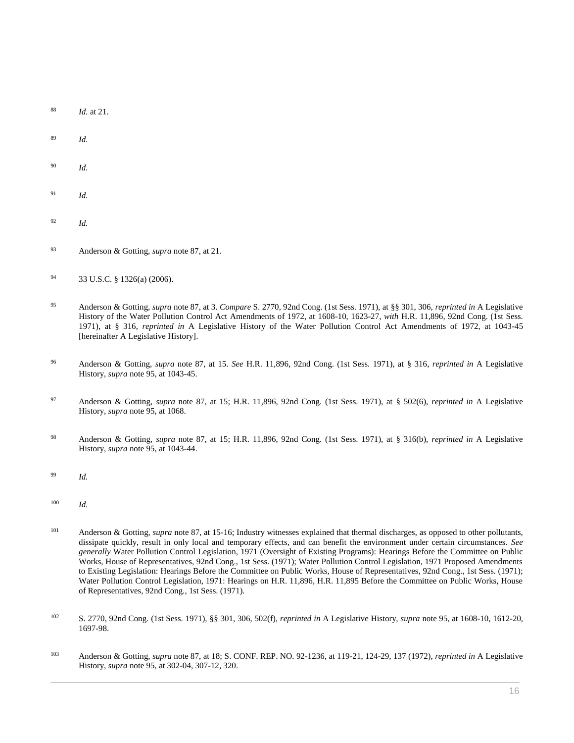88 *Id.* at 21.

89 *Id.*

90 *Id.*

91 *Id.*

92 *Id.*

93 Anderson & Gotting, *supra* note 87, at 21.

94 33 U.S.C. § 1326(a) (2006).

95 Anderson & Gotting, *supra* note 87, at 3. *Compare* S. 2770, 92nd Cong. (1st Sess. 1971), at §§ 301, 306, *reprinted in* A Legislative History of the Water Pollution Control Act Amendments of 1972, at 1608-10, 1623-27, *with* H.R. 11,896, 92nd Cong. (1st Sess. 1971), at § 316, *reprinted in* A Legislative History of the Water Pollution Control Act Amendments of 1972, at 1043-45 [hereinafter A Legislative History].

96 Anderson & Gotting, *supra* note 87, at 15. *See* H.R. 11,896, 92nd Cong. (1st Sess. 1971), at § 316, *reprinted in* A Legislative History, *supra* note 95, at 1043-45.

97 Anderson & Gotting, *supra* note 87, at 15; H.R. 11,896, 92nd Cong. (1st Sess. 1971), at § 502(6), *reprinted in* A Legislative History, *supra* note 95, at 1068.

98 Anderson & Gotting, *supra* note 87, at 15; H.R. 11,896, 92nd Cong. (1st Sess. 1971), at § 316(b), *reprinted in* A Legislative History, *supra* note 95, at 1043-44.

99 *Id.*

100 *Id.*

101 Anderson & Gotting, *supra* note 87, at 15-16; Industry witnesses explained that thermal discharges, as opposed to other pollutants, dissipate quickly, result in only local and temporary effects, and can benefit the environment under certain circumstances. *See generally* Water Pollution Control Legislation, 1971 (Oversight of Existing Programs): Hearings Before the Committee on Public Works, House of Representatives, 92nd Cong., 1st Sess. (1971); Water Pollution Control Legislation, 1971 Proposed Amendments to Existing Legislation: Hearings Before the Committee on Public Works, House of Representatives, 92nd Cong., 1st Sess. (1971); Water Pollution Control Legislation, 1971: Hearings on H.R. 11,896, H.R. 11,895 Before the Committee on Public Works, House of Representatives, 92nd Cong., 1st Sess. (1971).

102 S. 2770, 92nd Cong. (1st Sess. 1971), §§ 301, 306, 502(f), *reprinted in* A Legislative History, *supra* note 95, at 1608-10, 1612-20, 1697-98.

103 Anderson & Gotting, *supra* note 87, at 18; S. CONF. REP. NO. 92-1236, at 119-21, 124-29, 137 (1972), *reprinted in* A Legislative History, *supra* note 95, at 302-04, 307-12, 320.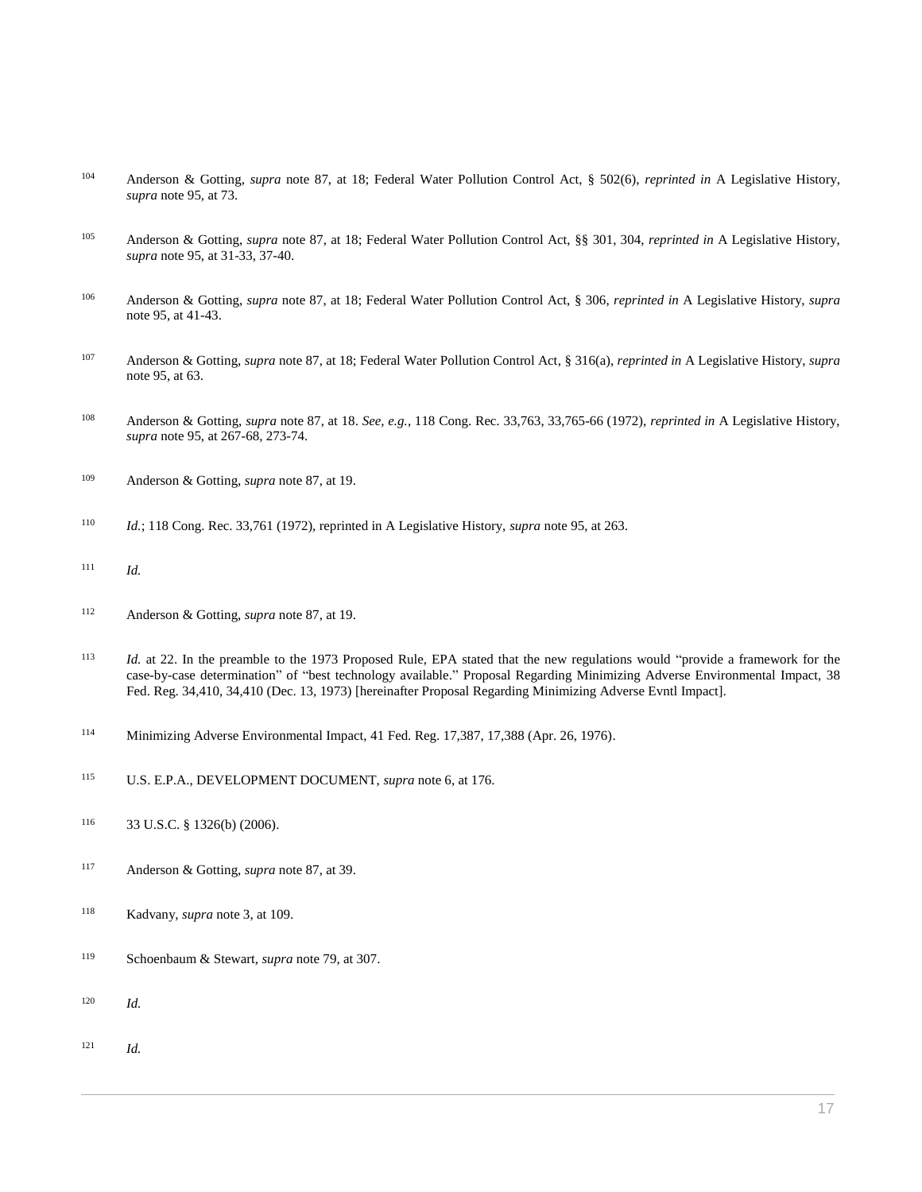104 Anderson & Gotting, *supra* note 87, at 18; Federal Water Pollution Control Act, § 502(6), *reprinted in* A Legislative History, *supra* note 95, at 73.

105 Anderson & Gotting, *supra* note 87, at 18; Federal Water Pollution Control Act, §§ 301, 304, *reprinted in* A Legislative History, *supra* note 95, at 31-33, 37-40.

106 Anderson & Gotting, *supra* note 87, at 18; Federal Water Pollution Control Act, § 306, *reprinted in* A Legislative History, *supra* note 95, at 41-43.

107 Anderson & Gotting, *supra* note 87, at 18; Federal Water Pollution Control Act, § 316(a), *reprinted in* A Legislative History, *supra* note 95, at 63.

108 Anderson & Gotting, *supra* note 87, at 18. *See, e.g.*, 118 Cong. Rec. 33,763, 33,765-66 (1972), *reprinted in* A Legislative History, *supra* note 95, at 267-68, 273-74.

109 Anderson & Gotting, *supra* note 87, at 19.

110 *Id.*; 118 Cong. Rec. 33,761 (1972), reprinted in A Legislative History, *supra* note 95, at 263.

111 *Id.*

112 Anderson & Gotting, *supra* note 87, at 19.

113 *Id.* at 22. In the preamble to the 1973 Proposed Rule, EPA stated that the new regulations would "provide a framework for the case-by-case determination" of "best technology available." Proposal Regarding Minimizing Adverse Environmental Impact, 38 Fed. Reg. 34,410, 34,410 (Dec. 13, 1973) [hereinafter Proposal Regarding Minimizing Adverse Evntl Impact].

114 Minimizing Adverse Environmental Impact, 41 Fed. Reg. 17,387, 17,388 (Apr. 26, 1976).

115 U.S. E.P.A., DEVELOPMENT DOCUMENT, *supra* note 6, at 176.

116 33 U.S.C. § 1326(b) (2006).

117 Anderson & Gotting, *supra* note 87, at 39.

118 Kadvany, *supra* note 3, at 109.

119 Schoenbaum & Stewart, *supra* note 79, at 307.

120 *Id.*

121 *Id.*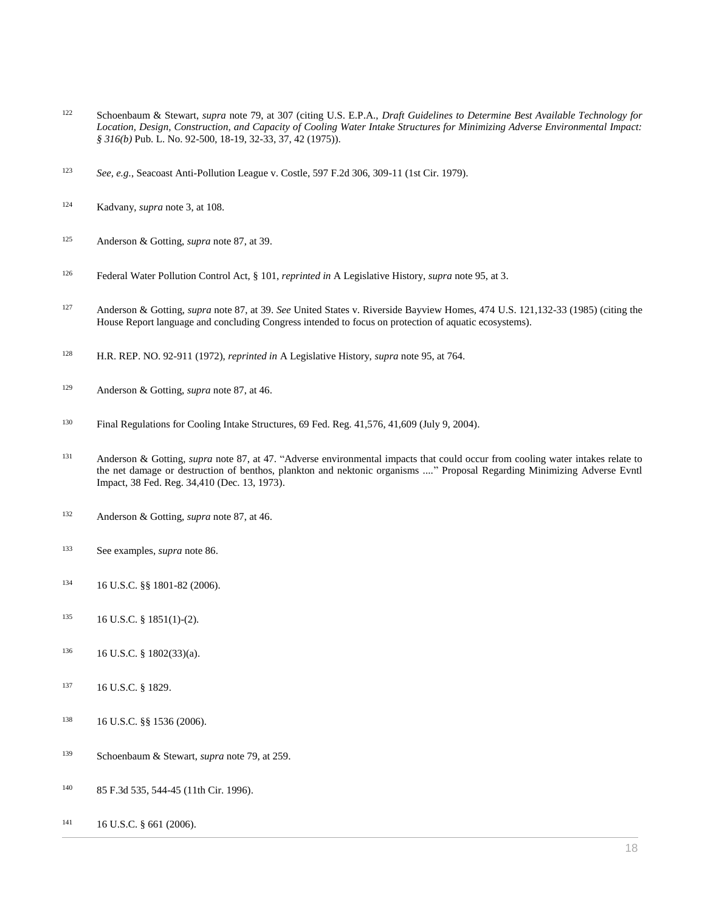[122] Schoenbaum & Stewart, *supra* note 79, at 307 (citing U.S. E.P.A., *Draft Guidelines to Determine Best Available Technology for Location, Design, Construction, and Capacity of Cooling Water Intake Structures for Minimizing Adverse Environmental Impact: § 316(b)* Pub. L. No. 92-500, 18-19, 32-33, 37, 42 (1975)).

[123] *See, e.g.*, Seacoast Anti-Pollution League v. Costle, 597 F.2d 306, 309-11 (1st Cir. 1979).

[124] Kadvany, *supra* note 3, at 108.

[125] Anderson & Gotting, *supra* note 87, at 39.

[126] Federal Water Pollution Control Act, § 101, *reprinted in* A Legislative History, *supra* note 95, at 3.

[127] Anderson & Gotting, *supra* note 87, at 39. *See* United States v. Riverside Bayview Homes, 474 U.S. 121,132-33 (1985) (citing the House Report language and concluding Congress intended to focus on protection of aquatic ecosystems).

[128] H.R. REP. NO. 92-911 (1972), *reprinted in* A Legislative History, *supra* note 95, at 764.

[129] Anderson & Gotting, *supra* note 87, at 46.

[130] Final Regulations for Cooling Intake Structures, 69 Fed. Reg. 41,576, 41,609 (July 9, 2004).

[131] Anderson & Gotting, *supra* note 87, at 47. "Adverse environmental impacts that could occur from cooling water intakes relate to the net damage or destruction of benthos, plankton and nektonic organisms ...." Proposal Regarding Minimizing Adverse Evntl Impact, 38 Fed. Reg. 34,410 (Dec. 13, 1973).

[132] Anderson & Gotting, *supra* note 87, at 46.

[133] See examples, *supra* note 86.

[134] 16 U.S.C. §§ 1801-82 (2006).

[135] 16 U.S.C. § 1851(1)-(2).

[136] 16 U.S.C. § 1802(33)(a).

[137] 16 U.S.C. § 1829.

[138] 16 U.S.C. §§ 1536 (2006).

[139] Schoenbaum & Stewart, *supra* note 79, at 259.

[140] 85 F.3d 535, 544-45 (11th Cir. 1996).

[141] 16 U.S.C. § 661 (2006).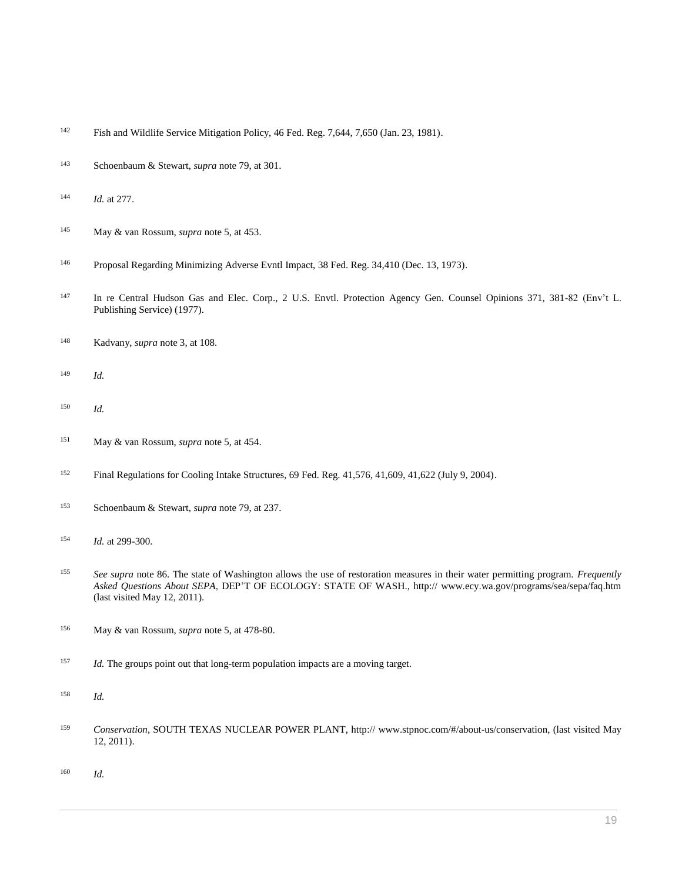[142] Fish and Wildlife Service Mitigation Policy, 46 Fed. Reg. 7,644, 7,650 (Jan. 23, 1981).

[143] Schoenbaum & Stewart, *supra* note 79, at 301.

[144] *Id.* at 277.

[145] May & van Rossum, *supra* note 5, at 453.

[146] Proposal Regarding Minimizing Adverse Evntl Impact, 38 Fed. Reg. 34,410 (Dec. 13, 1973).

[147] In re Central Hudson Gas and Elec. Corp., 2 U.S. Envtl. Protection Agency Gen. Counsel Opinions 371, 381-82 (Env't L. Publishing Service) (1977).

[148] Kadvany, *supra* note 3, at 108.

[149] *Id.*

[150] *Id.*

[151] May & van Rossum, *supra* note 5, at 454.

[152] Final Regulations for Cooling Intake Structures, 69 Fed. Reg. 41,576, 41,609, 41,622 (July 9, 2004).

[153] Schoenbaum & Stewart, *supra* note 79, at 237.

[154] *Id.* at 299-300.

[155] *See supra* note 86. The state of Washington allows the use of restoration measures in their water permitting program. *Frequently Asked Questions About SEPA*, DEP'T OF ECOLOGY: STATE OF WASH., http:// www.ecy.wa.gov/programs/sea/sepa/faq.htm (last visited May 12, 2011).

[156] May & van Rossum, *supra* note 5, at 478-80.

[157] *Id.* The groups point out that long-term population impacts are a moving target.

[158] *Id.*

[159] *Conservation*, SOUTH TEXAS NUCLEAR POWER PLANT, http:// www.stpnoc.com/#/about-us/conservation, (last visited May 12, 2011).

[160] *Id.*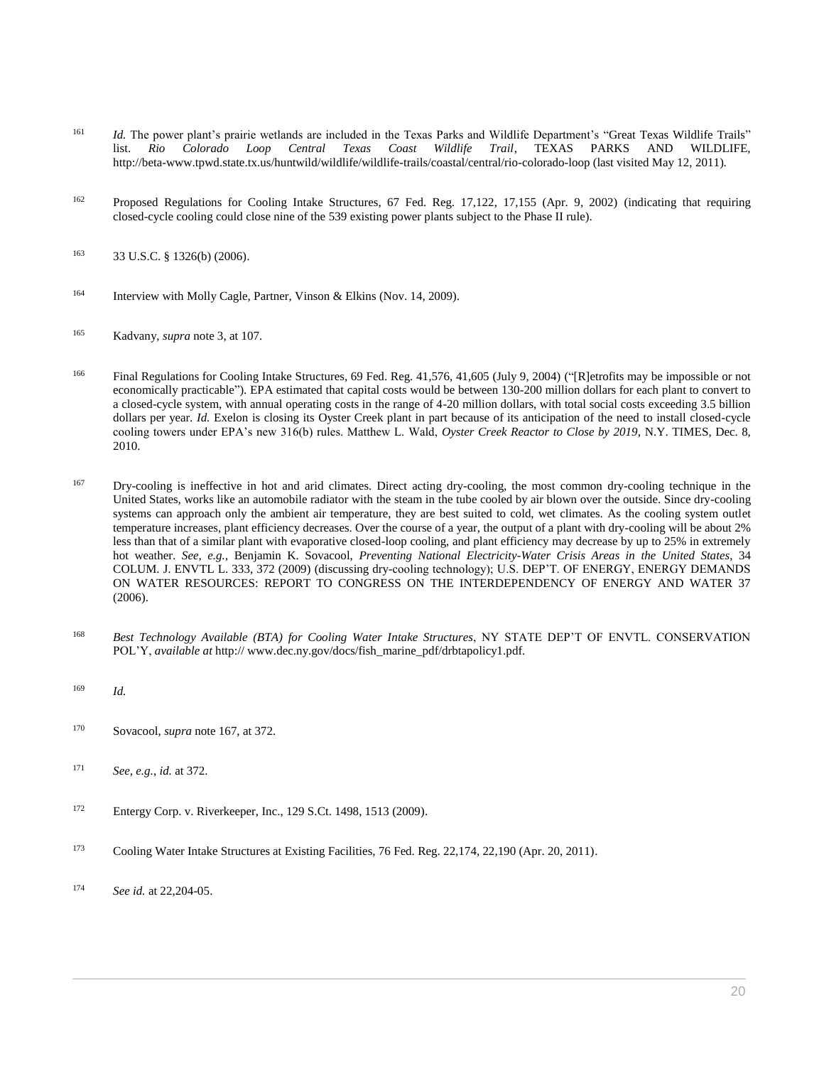161 *Id.* The power plant's prairie wetlands are included in the Texas Parks and Wildlife Department's "Great Texas Wildlife Trails" list. *Rio Colorado Loop Central Texas Coast Wildlife Trail*, TEXAS PARKS AND WILDLIFE, http://beta-www.tpwd.state.tx.us/huntwild/wildlife/wildlife-trails/coastal/central/rio-colorado-loop (last visited May 12, 2011).

162 Proposed Regulations for Cooling Intake Structures, 67 Fed. Reg. 17,122, 17,155 (Apr. 9, 2002) (indicating that requiring closed-cycle cooling could close nine of the 539 existing power plants subject to the Phase II rule).

163 33 U.S.C. § 1326(b) (2006).

164 Interview with Molly Cagle, Partner, Vinson & Elkins (Nov. 14, 2009).

165 Kadvany, *supra* note 3, at 107.

166 Final Regulations for Cooling Intake Structures, 69 Fed. Reg. 41,576, 41,605 (July 9, 2004) ("[R]etrofits may be impossible or not economically practicable"). EPA estimated that capital costs would be between 130-200 million dollars for each plant to convert to a closed-cycle system, with annual operating costs in the range of 4-20 million dollars, with total social costs exceeding 3.5 billion dollars per year. *Id.* Exelon is closing its Oyster Creek plant in part because of its anticipation of the need to install closed-cycle cooling towers under EPA's new 316(b) rules. Matthew L. Wald, *Oyster Creek Reactor to Close by 2019*, N.Y. TIMES, Dec. 8, 2010.

167 Dry-cooling is ineffective in hot and arid climates. Direct acting dry-cooling, the most common dry-cooling technique in the United States, works like an automobile radiator with the steam in the tube cooled by air blown over the outside. Since dry-cooling systems can approach only the ambient air temperature, they are best suited to cold, wet climates. As the cooling system outlet temperature increases, plant efficiency decreases. Over the course of a year, the output of a plant with dry-cooling will be about 2% less than that of a similar plant with evaporative closed-loop cooling, and plant efficiency may decrease by up to 25% in extremely hot weather. *See, e.g.*, Benjamin K. Sovacool, *Preventing National Electricity-Water Crisis Areas in the United States*, 34 COLUM. J. ENVTL L. 333, 372 (2009) (discussing dry-cooling technology); U.S. DEP'T. OF ENERGY, ENERGY DEMANDS ON WATER RESOURCES: REPORT TO CONGRESS ON THE INTERDEPENDENCY OF ENERGY AND WATER 37 (2006).

168 *Best Technology Available (BTA) for Cooling Water Intake Structures*, NY STATE DEP'T OF ENVTL. CONSERVATION POL'Y, *available at* http:// www.dec.ny.gov/docs/fish_marine_pdf/drbtapolicy1.pdf.

169 *Id.*

170 Sovacool, *supra* note 167, at 372.

171 *See, e.g.*, *id.* at 372.

172 Entergy Corp. v. Riverkeeper, Inc., 129 S.Ct. 1498, 1513 (2009).

173 Cooling Water Intake Structures at Existing Facilities, 76 Fed. Reg. 22,174, 22,190 (Apr. 20, 2011).

174 *See id.* at 22,204-05.